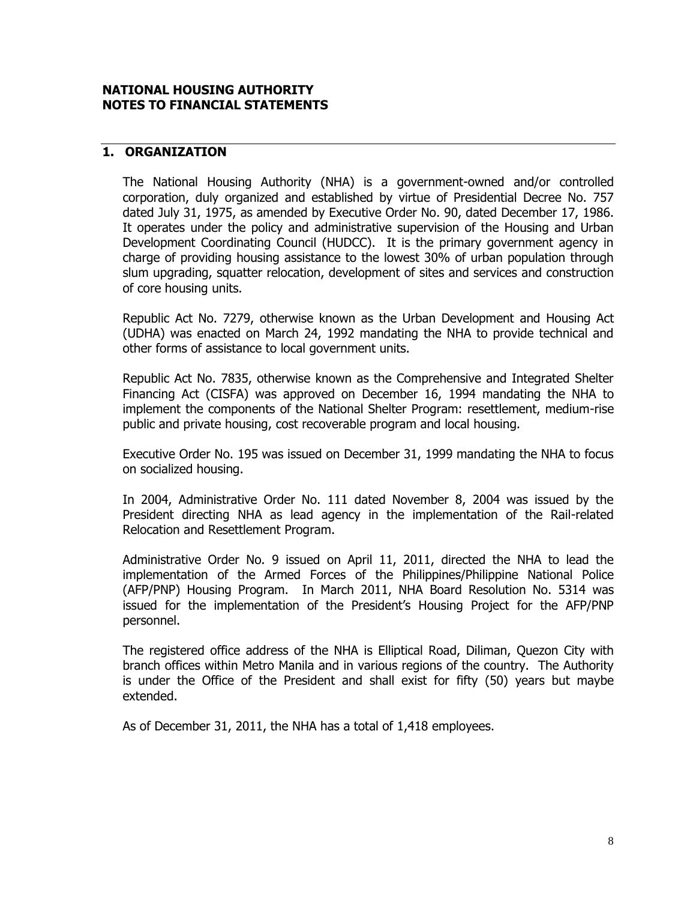**NATIONAL HOUSING AUTHORITY**
**NOTES TO FINANCIAL STATEMENTS**

## 1. ORGANIZATION

The National Housing Authority (NHA) is a government-owned and/or controlled corporation, duly organized and established by virtue of Presidential Decree No. 757 dated July 31, 1975, as amended by Executive Order No. 90, dated December 17, 1986. It operates under the policy and administrative supervision of the Housing and Urban Development Coordinating Council (HUDCC). It is the primary government agency in charge of providing housing assistance to the lowest 30% of urban population through slum upgrading, squatter relocation, development of sites and services and construction of core housing units.

Republic Act No. 7279, otherwise known as the Urban Development and Housing Act (UDHA) was enacted on March 24, 1992 mandating the NHA to provide technical and other forms of assistance to local government units.

Republic Act No. 7835, otherwise known as the Comprehensive and Integrated Shelter Financing Act (CISFA) was approved on December 16, 1994 mandating the NHA to implement the components of the National Shelter Program: resettlement, medium-rise public and private housing, cost recoverable program and local housing.

Executive Order No. 195 was issued on December 31, 1999 mandating the NHA to focus on socialized housing.

In 2004, Administrative Order No. 111 dated November 8, 2004 was issued by the President directing NHA as lead agency in the implementation of the Rail-related Relocation and Resettlement Program.

Administrative Order No. 9 issued on April 11, 2011, directed the NHA to lead the implementation of the Armed Forces of the Philippines/Philippine National Police (AFP/PNP) Housing Program. In March 2011, NHA Board Resolution No. 5314 was issued for the implementation of the President's Housing Project for the AFP/PNP personnel.

The registered office address of the NHA is Elliptical Road, Diliman, Quezon City with branch offices within Metro Manila and in various regions of the country. The Authority is under the Office of the President and shall exist for fifty (50) years but maybe extended.

As of December 31, 2011, the NHA has a total of 1,418 employees.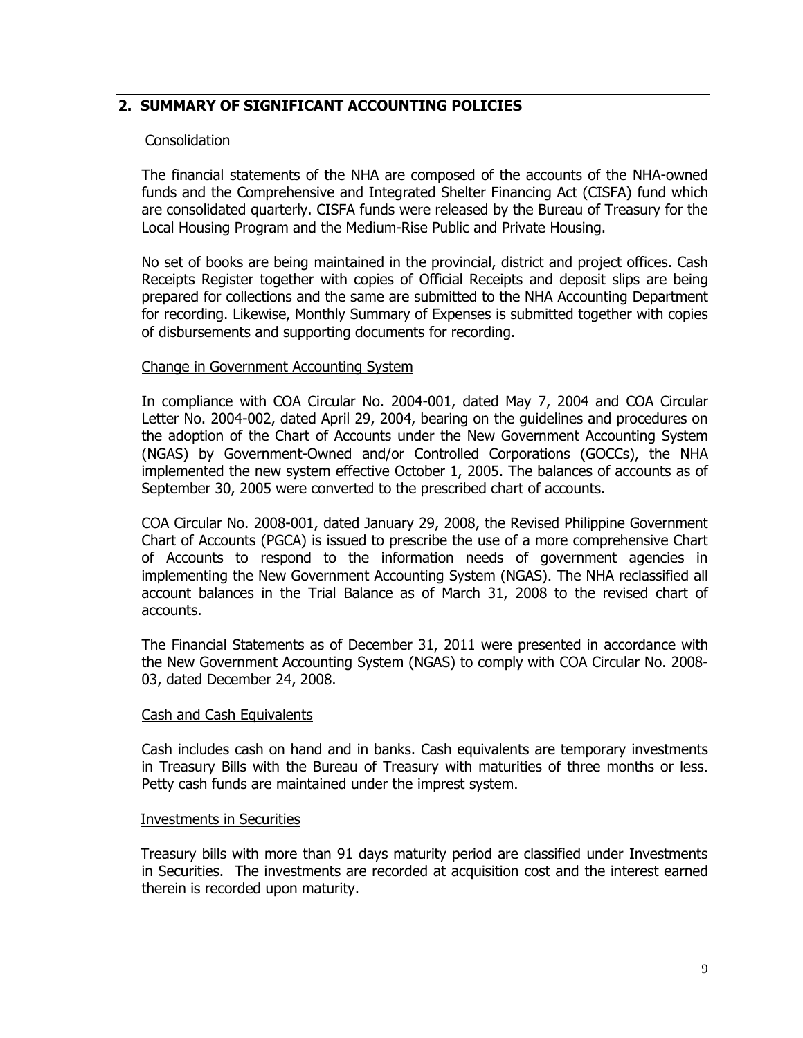## 2. SUMMARY OF SIGNIFICANT ACCOUNTING POLICIES

Consolidation

The financial statements of the NHA are composed of the accounts of the NHA-owned funds and the Comprehensive and Integrated Shelter Financing Act (CISFA) fund which are consolidated quarterly. CISFA funds were released by the Bureau of Treasury for the Local Housing Program and the Medium-Rise Public and Private Housing.

No set of books are being maintained in the provincial, district and project offices. Cash Receipts Register together with copies of Official Receipts and deposit slips are being prepared for collections and the same are submitted to the NHA Accounting Department for recording. Likewise, Monthly Summary of Expenses is submitted together with copies of disbursements and supporting documents for recording.

Change in Government Accounting System

In compliance with COA Circular No. 2004-001, dated May 7, 2004 and COA Circular Letter No. 2004-002, dated April 29, 2004, bearing on the guidelines and procedures on the adoption of the Chart of Accounts under the New Government Accounting System (NGAS) by Government-Owned and/or Controlled Corporations (GOCCs), the NHA implemented the new system effective October 1, 2005. The balances of accounts as of September 30, 2005 were converted to the prescribed chart of accounts.

COA Circular No. 2008-001, dated January 29, 2008, the Revised Philippine Government Chart of Accounts (PGCA) is issued to prescribe the use of a more comprehensive Chart of Accounts to respond to the information needs of government agencies in implementing the New Government Accounting System (NGAS). The NHA reclassified all account balances in the Trial Balance as of March 31, 2008 to the revised chart of accounts.

The Financial Statements as of December 31, 2011 were presented in accordance with the New Government Accounting System (NGAS) to comply with COA Circular No. 2008-03, dated December 24, 2008.

Cash and Cash Equivalents

Cash includes cash on hand and in banks. Cash equivalents are temporary investments in Treasury Bills with the Bureau of Treasury with maturities of three months or less. Petty cash funds are maintained under the imprest system.

Investments in Securities

Treasury bills with more than 91 days maturity period are classified under Investments in Securities. The investments are recorded at acquisition cost and the interest earned therein is recorded upon maturity.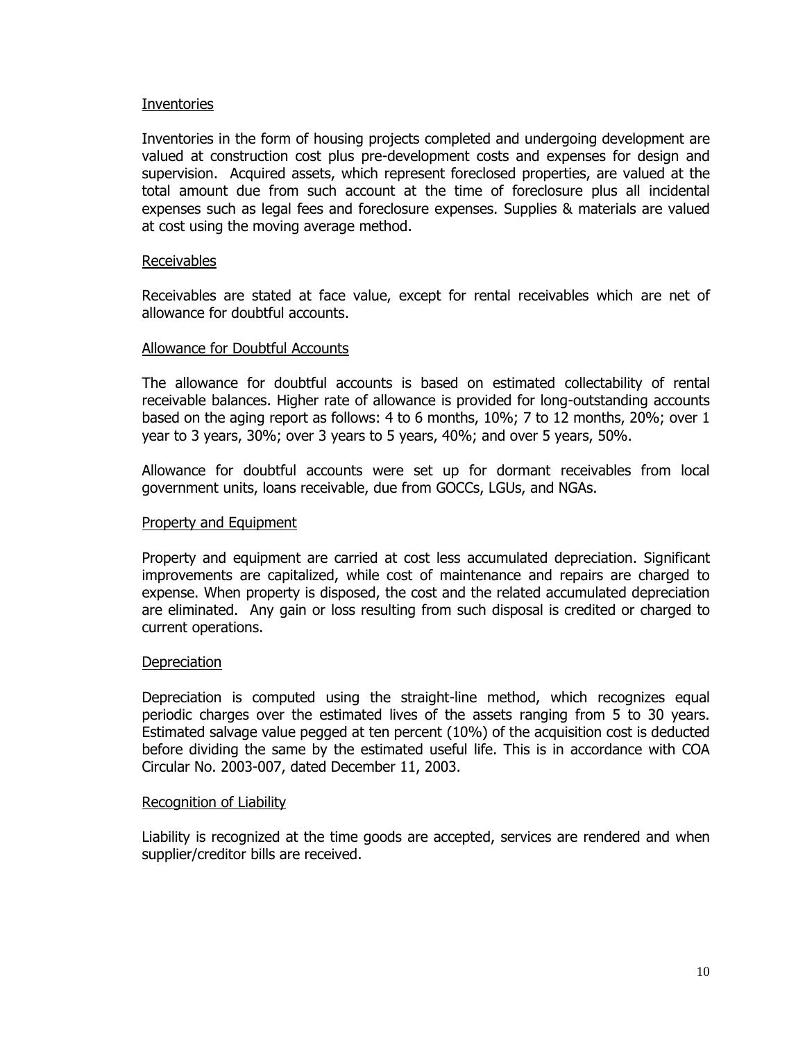Inventories

Inventories in the form of housing projects completed and undergoing development are valued at construction cost plus pre-development costs and expenses for design and supervision. Acquired assets, which represent foreclosed properties, are valued at the total amount due from such account at the time of foreclosure plus all incidental expenses such as legal fees and foreclosure expenses. Supplies & materials are valued at cost using the moving average method.

Receivables

Receivables are stated at face value, except for rental receivables which are net of allowance for doubtful accounts.

Allowance for Doubtful Accounts

The allowance for doubtful accounts is based on estimated collectability of rental receivable balances. Higher rate of allowance is provided for long-outstanding accounts based on the aging report as follows: 4 to 6 months, 10%; 7 to 12 months, 20%; over 1 year to 3 years, 30%; over 3 years to 5 years, 40%; and over 5 years, 50%.

Allowance for doubtful accounts were set up for dormant receivables from local government units, loans receivable, due from GOCCs, LGUs, and NGAs.

Property and Equipment

Property and equipment are carried at cost less accumulated depreciation. Significant improvements are capitalized, while cost of maintenance and repairs are charged to expense. When property is disposed, the cost and the related accumulated depreciation are eliminated. Any gain or loss resulting from such disposal is credited or charged to current operations.

Depreciation

Depreciation is computed using the straight-line method, which recognizes equal periodic charges over the estimated lives of the assets ranging from 5 to 30 years. Estimated salvage value pegged at ten percent (10%) of the acquisition cost is deducted before dividing the same by the estimated useful life. This is in accordance with COA Circular No. 2003-007, dated December 11, 2003.

Recognition of Liability

Liability is recognized at the time goods are accepted, services are rendered and when supplier/creditor bills are received.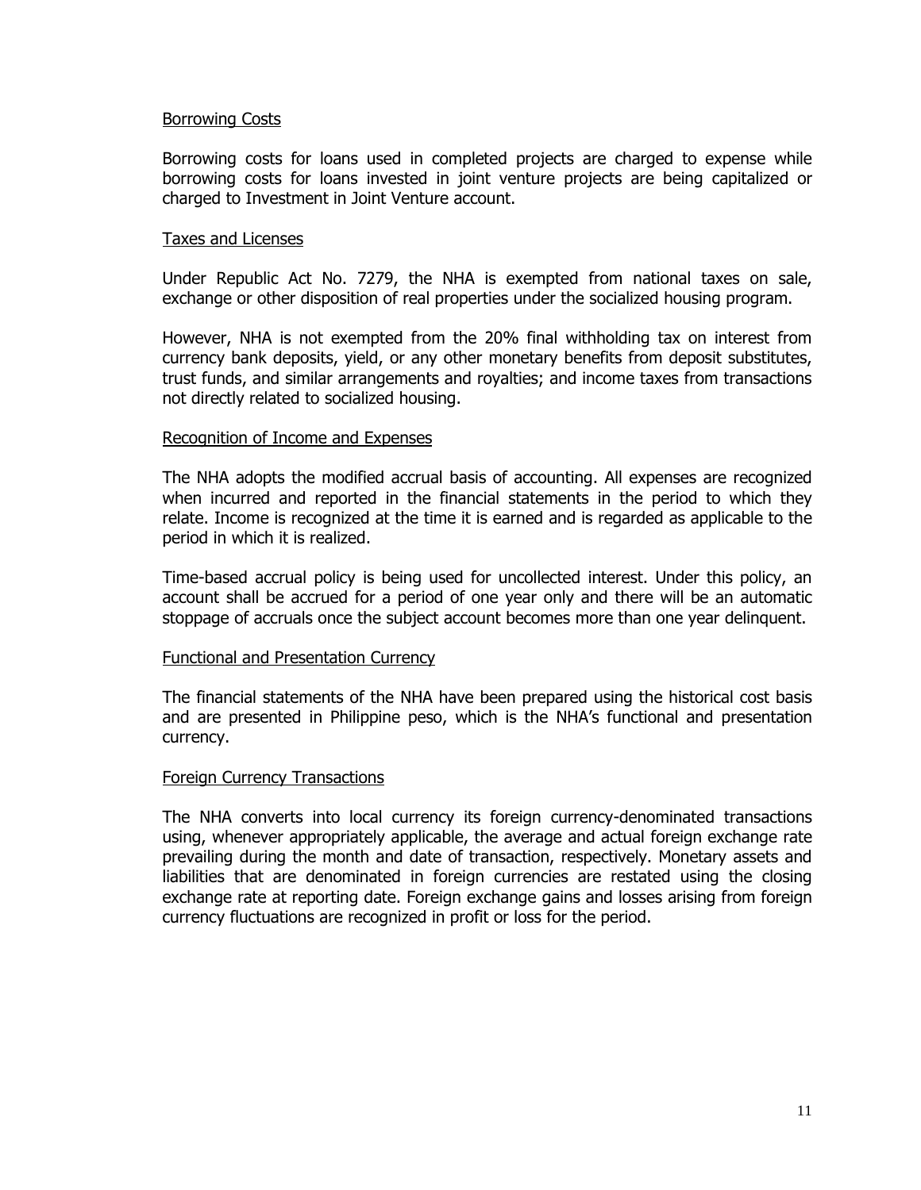### Borrowing Costs

Borrowing costs for loans used in completed projects are charged to expense while borrowing costs for loans invested in joint venture projects are being capitalized or charged to Investment in Joint Venture account.

### Taxes and Licenses

Under Republic Act No. 7279, the NHA is exempted from national taxes on sale, exchange or other disposition of real properties under the socialized housing program.

However, NHA is not exempted from the 20% final withholding tax on interest from currency bank deposits, yield, or any other monetary benefits from deposit substitutes, trust funds, and similar arrangements and royalties; and income taxes from transactions not directly related to socialized housing.

### Recognition of Income and Expenses

The NHA adopts the modified accrual basis of accounting. All expenses are recognized when incurred and reported in the financial statements in the period to which they relate. Income is recognized at the time it is earned and is regarded as applicable to the period in which it is realized.

Time-based accrual policy is being used for uncollected interest. Under this policy, an account shall be accrued for a period of one year only and there will be an automatic stoppage of accruals once the subject account becomes more than one year delinquent.

### Functional and Presentation Currency

The financial statements of the NHA have been prepared using the historical cost basis and are presented in Philippine peso, which is the NHA's functional and presentation currency.

### Foreign Currency Transactions

The NHA converts into local currency its foreign currency-denominated transactions using, whenever appropriately applicable, the average and actual foreign exchange rate prevailing during the month and date of transaction, respectively. Monetary assets and liabilities that are denominated in foreign currencies are restated using the closing exchange rate at reporting date. Foreign exchange gains and losses arising from foreign currency fluctuations are recognized in profit or loss for the period.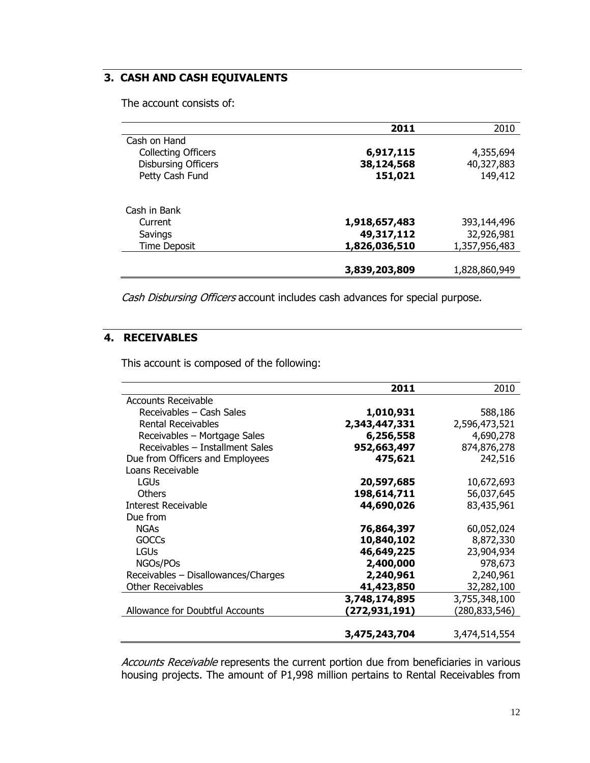## 3. CASH AND CASH EQUIVALENTS

The account consists of:

| | **2011** | 2010 |
|---|---|---|
| Cash on Hand | | |
| Collecting Officers | **6,917,115** | 4,355,694 |
| Disbursing Officers | **38,124,568** | 40,327,883 |
| Petty Cash Fund | **151,021** | 149,412 |
| Cash in Bank | | |
| Current | **1,918,657,483** | 393,144,496 |
| Savings | **49,317,112** | 32,926,981 |
| Time Deposit | **1,826,036,510** | 1,357,956,483 |
| | **3,839,203,809** | 1,828,860,949 |

*Cash Disbursing Officers* account includes cash advances for special purpose.

## 4. RECEIVABLES

This account is composed of the following:

| | **2011** | 2010 |
|---|---|---|
| Accounts Receivable | | |
| Receivables – Cash Sales | **1,010,931** | 588,186 |
| Rental Receivables | **2,343,447,331** | 2,596,473,521 |
| Receivables – Mortgage Sales | **6,256,558** | 4,690,278 |
| Receivables – Installment Sales | **952,663,497** | 874,876,278 |
| Due from Officers and Employees | **475,621** | 242,516 |
| Loans Receivable | | |
| LGUs | **20,597,685** | 10,672,693 |
| Others | **198,614,711** | 56,037,645 |
| Interest Receivable | **44,690,026** | 83,435,961 |
| Due from | | |
| NGAs | **76,864,397** | 60,052,024 |
| GOCCs | **10,840,102** | 8,872,330 |
| LGUs | **46,649,225** | 23,904,934 |
| NGOs/POs | **2,400,000** | 978,673 |
| Receivables – Disallowances/Charges | **2,240,961** | 2,240,961 |
| Other Receivables | **41,423,850** | 32,282,100 |
| | **3,748,174,895** | 3,755,348,100 |
| Allowance for Doubtful Accounts | **(272,931,191)** | (280,833,546) |
| | **3,475,243,704** | 3,474,514,554 |

*Accounts Receivable* represents the current portion due from beneficiaries in various housing projects. The amount of P1,998 million pertains to Rental Receivables from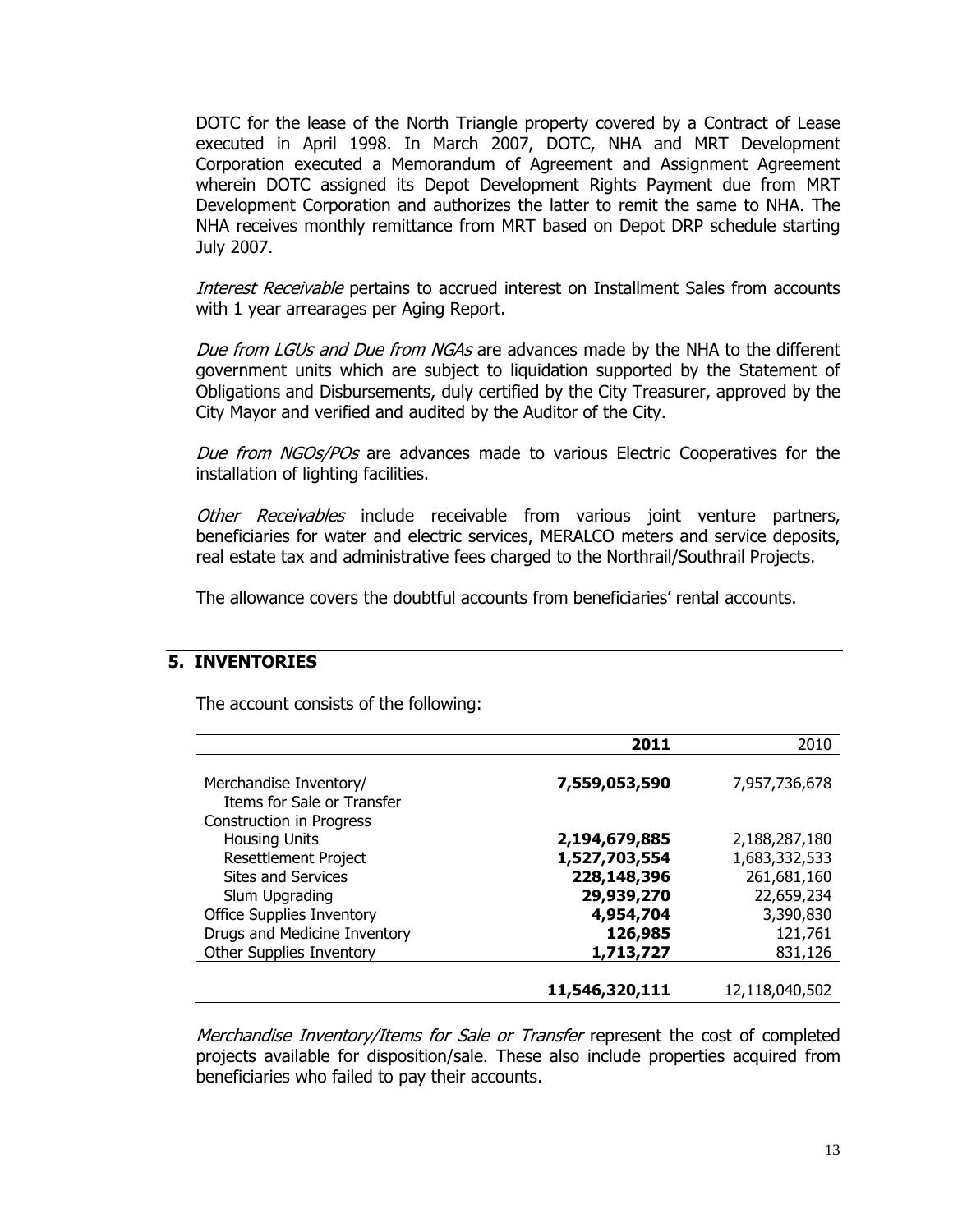DOTC for the lease of the North Triangle property covered by a Contract of Lease executed in April 1998. In March 2007, DOTC, NHA and MRT Development Corporation executed a Memorandum of Agreement and Assignment Agreement wherein DOTC assigned its Depot Development Rights Payment due from MRT Development Corporation and authorizes the latter to remit the same to NHA. The NHA receives monthly remittance from MRT based on Depot DRP schedule starting July 2007.

*Interest Receivable* pertains to accrued interest on Installment Sales from accounts with 1 year arrearages per Aging Report.

*Due from LGUs and Due from NGAs* are advances made by the NHA to the different government units which are subject to liquidation supported by the Statement of Obligations and Disbursements, duly certified by the City Treasurer, approved by the City Mayor and verified and audited by the Auditor of the City.

*Due from NGOs/POs* are advances made to various Electric Cooperatives for the installation of lighting facilities.

*Other Receivables* include receivable from various joint venture partners, beneficiaries for water and electric services, MERALCO meters and service deposits, real estate tax and administrative fees charged to the Northrail/Southrail Projects.

The allowance covers the doubtful accounts from beneficiaries' rental accounts.

## 5. INVENTORIES

The account consists of the following:

| | **2011** | 2010 |
|---|---:|---:|
| Merchandise Inventory/ Items for Sale or Transfer | **7,559,053,590** | 7,957,736,678 |
| Construction in Progress | | |
| Housing Units | **2,194,679,885** | 2,188,287,180 |
| Resettlement Project | **1,527,703,554** | 1,683,332,533 |
| Sites and Services | **228,148,396** | 261,681,160 |
| Slum Upgrading | **29,939,270** | 22,659,234 |
| Office Supplies Inventory | **4,954,704** | 3,390,830 |
| Drugs and Medicine Inventory | **126,985** | 121,761 |
| Other Supplies Inventory | **1,713,727** | 831,126 |
| | **11,546,320,111** | 12,118,040,502 |

*Merchandise Inventory/Items for Sale or Transfer* represent the cost of completed projects available for disposition/sale. These also include properties acquired from beneficiaries who failed to pay their accounts.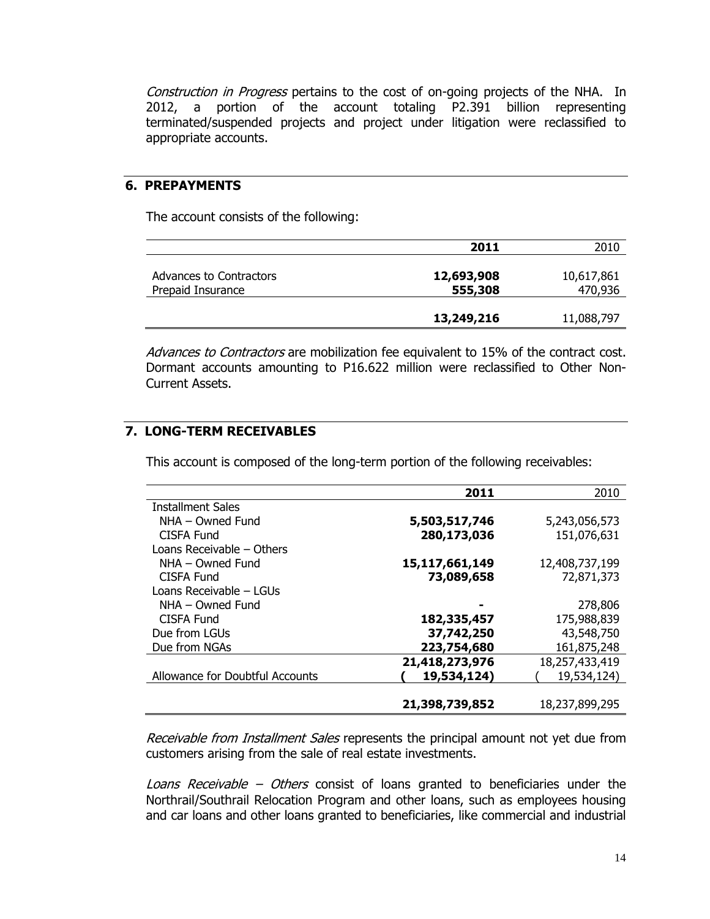*Construction in Progress* pertains to the cost of on-going projects of the NHA. In 2012, a portion of the account totaling P2.391 billion representing terminated/suspended projects and project under litigation were reclassified to appropriate accounts.

## 6. PREPAYMENTS

The account consists of the following:

| | 2011 | 2010 |
|---|---|---|
| Advances to Contractors | **12,693,908** | 10,617,861 |
| Prepaid Insurance | **555,308** | 470,936 |
| | **13,249,216** | 11,088,797 |

*Advances to Contractors* are mobilization fee equivalent to 15% of the contract cost. Dormant accounts amounting to P16.622 million were reclassified to Other Non-Current Assets.

## 7. LONG-TERM RECEIVABLES

This account is composed of the long-term portion of the following receivables:

| | 2011 | 2010 |
|---|---|---|
| Installment Sales | | |
| NHA – Owned Fund | **5,503,517,746** | 5,243,056,573 |
| CISFA Fund | **280,173,036** | 151,076,631 |
| Loans Receivable – Others | | |
| NHA – Owned Fund | **15,117,661,149** | 12,408,737,199 |
| CISFA Fund | **73,089,658** | 72,871,373 |
| Loans Receivable – LGUs | | |
| NHA – Owned Fund | **-** | 278,806 |
| CISFA Fund | **182,335,457** | 175,988,839 |
| Due from LGUs | **37,742,250** | 43,548,750 |
| Due from NGAs | **223,754,680** | 161,875,248 |
| | **21,418,273,976** | 18,257,433,419 |
| Allowance for Doubtful Accounts | **( 19,534,124)** | ( 19,534,124) |
| | **21,398,739,852** | 18,237,899,295 |

*Receivable from Installment Sales* represents the principal amount not yet due from customers arising from the sale of real estate investments.

*Loans Receivable – Others* consist of loans granted to beneficiaries under the Northrail/Southrail Relocation Program and other loans, such as employees housing and car loans and other loans granted to beneficiaries, like commercial and industrial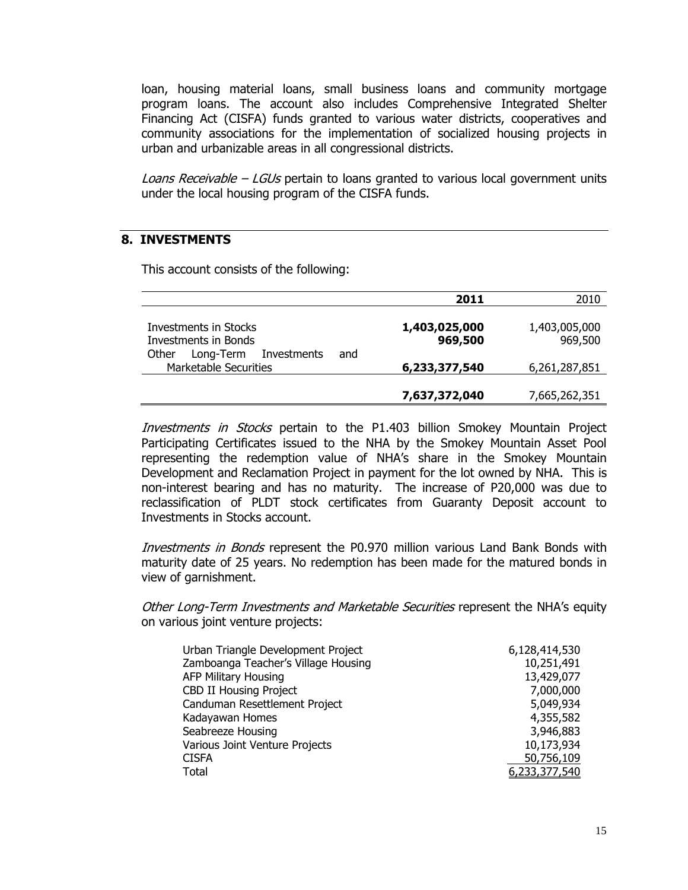loan, housing material loans, small business loans and community mortgage program loans. The account also includes Comprehensive Integrated Shelter Financing Act (CISFA) funds granted to various water districts, cooperatives and community associations for the implementation of socialized housing projects in urban and urbanizable areas in all congressional districts.

*Loans Receivable – LGUs* pertain to loans granted to various local government units under the local housing program of the CISFA funds.

## 8. INVESTMENTS

This account consists of the following:

| | **2011** | 2010 |
|---|---|---|
| Investments in Stocks | **1,403,025,000** | 1,403,005,000 |
| Investments in Bonds | **969,500** | 969,500 |
| Other Long-Term Investments and Marketable Securities | **6,233,377,540** | 6,261,287,851 |
| | **7,637,372,040** | 7,665,262,351 |

*Investments in Stocks* pertain to the P1.403 billion Smokey Mountain Project Participating Certificates issued to the NHA by the Smokey Mountain Asset Pool representing the redemption value of NHA's share in the Smokey Mountain Development and Reclamation Project in payment for the lot owned by NHA. This is non-interest bearing and has no maturity. The increase of P20,000 was due to reclassification of PLDT stock certificates from Guaranty Deposit account to Investments in Stocks account.

*Investments in Bonds* represent the P0.970 million various Land Bank Bonds with maturity date of 25 years. No redemption has been made for the matured bonds in view of garnishment.

*Other Long-Term Investments and Marketable Securities* represent the NHA's equity on various joint venture projects:

| | |
|---|---|
| Urban Triangle Development Project | 6,128,414,530 |
| Zamboanga Teacher's Village Housing | 10,251,491 |
| AFP Military Housing | 13,429,077 |
| CBD II Housing Project | 7,000,000 |
| Canduman Resettlement Project | 5,049,934 |
| Kadayawan Homes | 4,355,582 |
| Seabreeze Housing | 3,946,883 |
| Various Joint Venture Projects | 10,173,934 |
| CISFA | 50,756,109 |
| Total | 6,233,377,540 |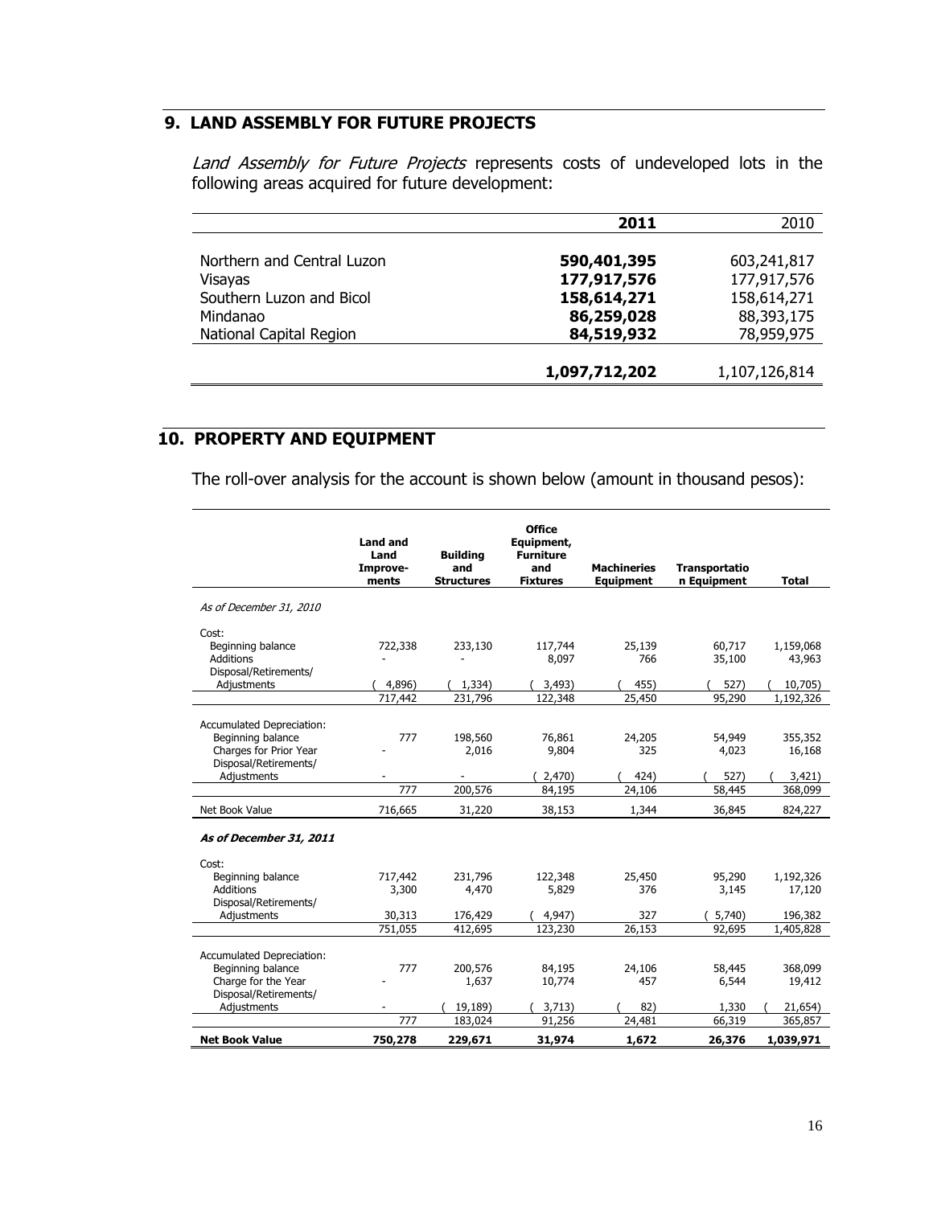## 9. LAND ASSEMBLY FOR FUTURE PROJECTS

*Land Assembly for Future Projects* represents costs of undeveloped lots in the following areas acquired for future development:

| | 2011 | 2010 |
|---|---|---|
| Northern and Central Luzon | **590,401,395** | 603,241,817 |
| Visayas | **177,917,576** | 177,917,576 |
| Southern Luzon and Bicol | **158,614,271** | 158,614,271 |
| Mindanao | **86,259,028** | 88,393,175 |
| National Capital Region | **84,519,932** | 78,959,975 |
| | **1,097,712,202** | 1,107,126,814 |

## 10. PROPERTY AND EQUIPMENT

The roll-over analysis for the account is shown below (amount in thousand pesos):

| | Land and Land Improve-ments | Building and Structures | Office Equipment, Furniture and Fixtures | Machineries Equipment | Transportation Equipment | Total |
|---|---|---|---|---|---|---|
| *As of December 31, 2010* | | | | | | |
| Cost: | | | | | | |
| Beginning balance | 722,338 | 233,130 | 117,744 | 25,139 | 60,717 | 1,159,068 |
| Additions | - | - | 8,097 | 766 | 35,100 | 43,963 |
| Disposal/Retirements/ Adjustments | ( 4,896) | ( 1,334) | ( 3,493) | ( 455) | ( 527) | ( 10,705) |
| | 717,442 | 231,796 | 122,348 | 25,450 | 95,290 | 1,192,326 |
| Accumulated Depreciation: | | | | | | |
| Beginning balance | 777 | 198,560 | 76,861 | 24,205 | 54,949 | 355,352 |
| Charges for Prior Year | - | 2,016 | 9,804 | 325 | 4,023 | 16,168 |
| Disposal/Retirements/ Adjustments | - | - | ( 2,470) | ( 424) | ( 527) | ( 3,421) |
| | 777 | 200,576 | 84,195 | 24,106 | 58,445 | 368,099 |
| Net Book Value | 716,665 | 31,220 | 38,153 | 1,344 | 36,845 | 824,227 |
| ***As of December 31, 2011*** | | | | | | |
| Cost: | | | | | | |
| Beginning balance | 717,442 | 231,796 | 122,348 | 25,450 | 95,290 | 1,192,326 |
| Additions | 3,300 | 4,470 | 5,829 | 376 | 3,145 | 17,120 |
| Disposal/Retirements/ Adjustments | 30,313 | 176,429 | ( 4,947) | 327 | ( 5,740) | 196,382 |
| | 751,055 | 412,695 | 123,230 | 26,153 | 92,695 | 1,405,828 |
| Accumulated Depreciation: | | | | | | |
| Beginning balance | 777 | 200,576 | 84,195 | 24,106 | 58,445 | 368,099 |
| Charge for the Year | - | 1,637 | 10,774 | 457 | 6,544 | 19,412 |
| Disposal/Retirements/ Adjustments | - | ( 19,189) | ( 3,713) | ( 82) | 1,330 | ( 21,654) |
| | 777 | 183,024 | 91,256 | 24,481 | 66,319 | 365,857 |
| **Net Book Value** | **750,278** | **229,671** | **31,974** | **1,672** | **26,376** | **1,039,971** |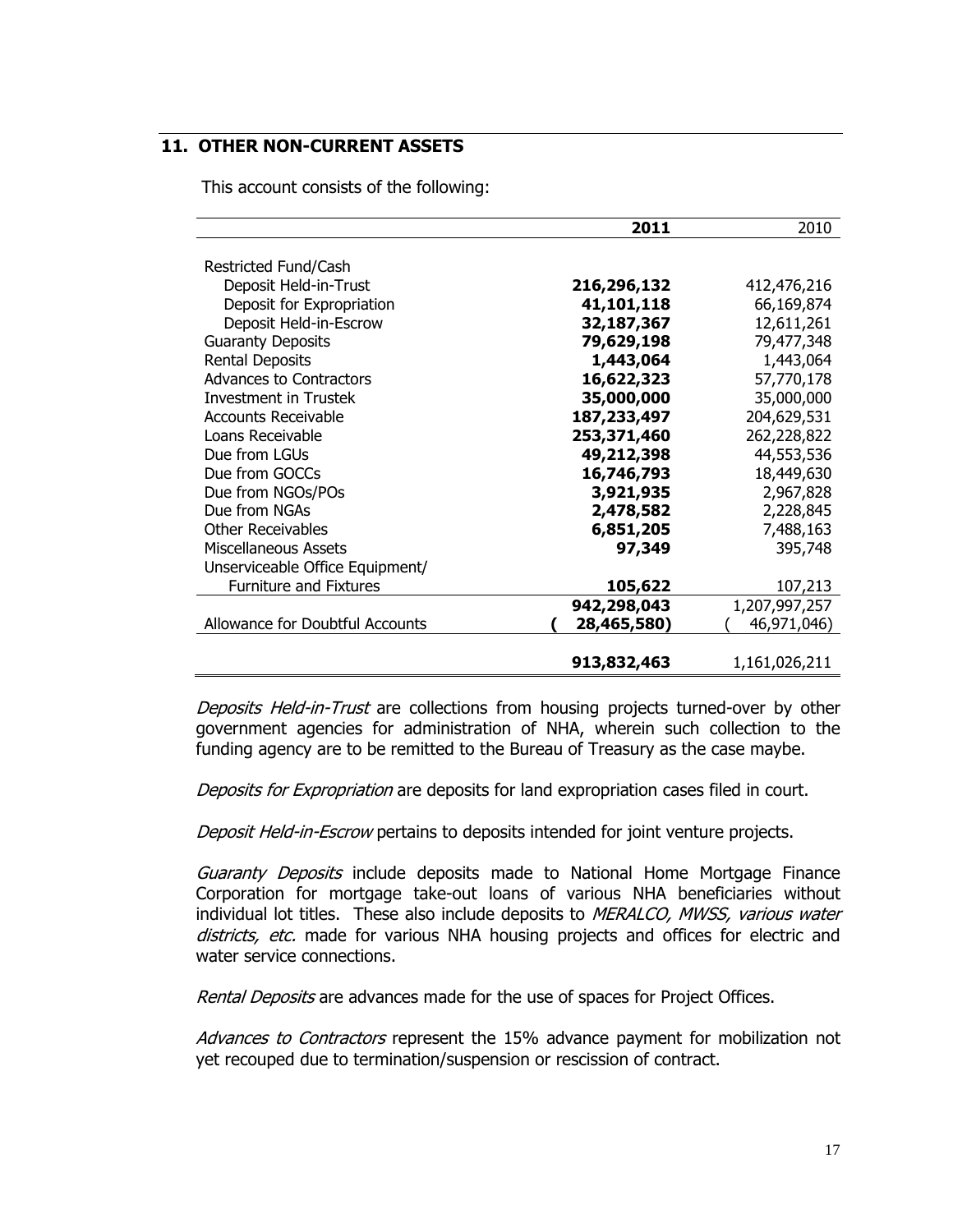## 11. OTHER NON-CURRENT ASSETS

This account consists of the following:

| | **2011** | 2010 |
|---|---|---|
| Restricted Fund/Cash | | |
| Deposit Held-in-Trust | **216,296,132** | 412,476,216 |
| Deposit for Expropriation | **41,101,118** | 66,169,874 |
| Deposit Held-in-Escrow | **32,187,367** | 12,611,261 |
| Guaranty Deposits | **79,629,198** | 79,477,348 |
| Rental Deposits | **1,443,064** | 1,443,064 |
| Advances to Contractors | **16,622,323** | 57,770,178 |
| Investment in Trustek | **35,000,000** | 35,000,000 |
| Accounts Receivable | **187,233,497** | 204,629,531 |
| Loans Receivable | **253,371,460** | 262,228,822 |
| Due from LGUs | **49,212,398** | 44,553,536 |
| Due from GOCCs | **16,746,793** | 18,449,630 |
| Due from NGOs/POs | **3,921,935** | 2,967,828 |
| Due from NGAs | **2,478,582** | 2,228,845 |
| Other Receivables | **6,851,205** | 7,488,163 |
| Miscellaneous Assets | **97,349** | 395,748 |
| Unserviceable Office Equipment/ Furniture and Fixtures | **105,622** | 107,213 |
| | **942,298,043** | 1,207,997,257 |
| Allowance for Doubtful Accounts | **( 28,465,580)** | ( 46,971,046) |
| | **913,832,463** | 1,161,026,211 |

*Deposits Held-in-Trust* are collections from housing projects turned-over by other government agencies for administration of NHA, wherein such collection to the funding agency are to be remitted to the Bureau of Treasury as the case maybe.

*Deposits for Expropriation* are deposits for land expropriation cases filed in court.

*Deposit Held-in-Escrow* pertains to deposits intended for joint venture projects.

*Guaranty Deposits* include deposits made to National Home Mortgage Finance Corporation for mortgage take-out loans of various NHA beneficiaries without individual lot titles. These also include deposits to *MERALCO, MWSS, various water districts, etc.* made for various NHA housing projects and offices for electric and water service connections.

*Rental Deposits* are advances made for the use of spaces for Project Offices.

*Advances to Contractors* represent the 15% advance payment for mobilization not yet recouped due to termination/suspension or rescission of contract.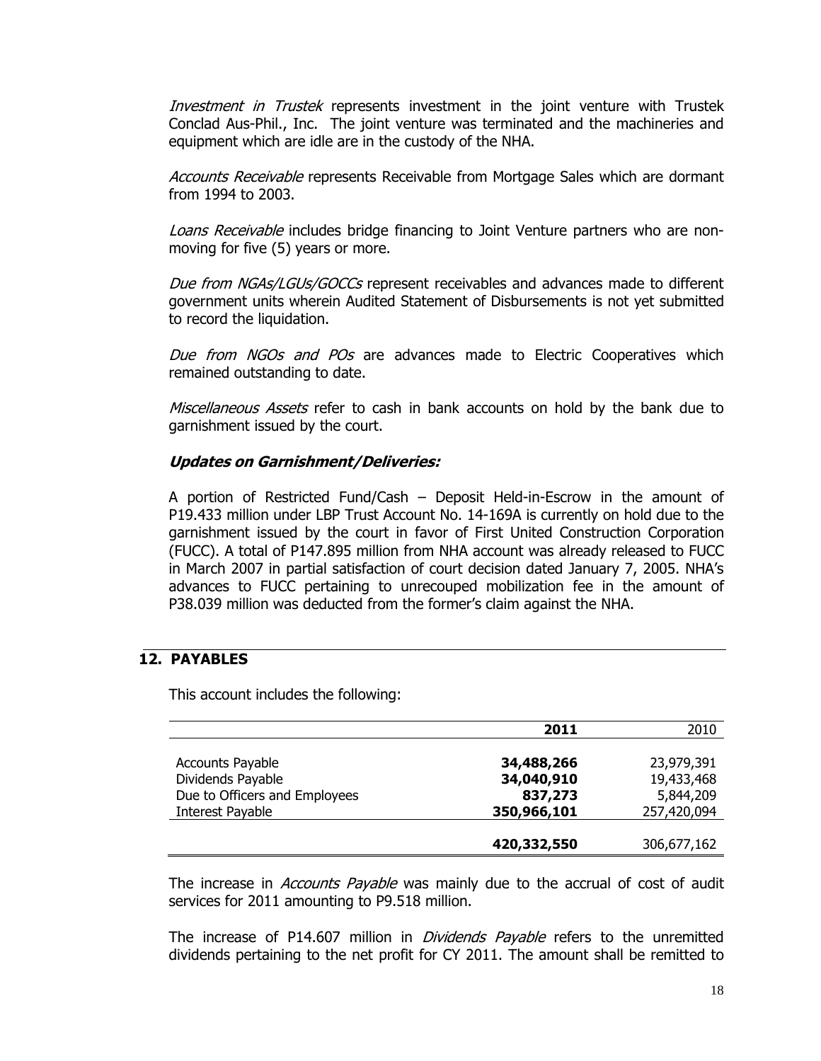*Investment in Trustek* represents investment in the joint venture with Trustek Conclad Aus-Phil., Inc. The joint venture was terminated and the machineries and equipment which are idle are in the custody of the NHA.

*Accounts Receivable* represents Receivable from Mortgage Sales which are dormant from 1994 to 2003.

*Loans Receivable* includes bridge financing to Joint Venture partners who are non-moving for five (5) years or more.

*Due from NGAs/LGUs/GOCCs* represent receivables and advances made to different government units wherein Audited Statement of Disbursements is not yet submitted to record the liquidation.

*Due from NGOs and POs* are advances made to Electric Cooperatives which remained outstanding to date.

*Miscellaneous Assets* refer to cash in bank accounts on hold by the bank due to garnishment issued by the court.

***Updates on Garnishment/Deliveries:***

A portion of Restricted Fund/Cash – Deposit Held-in-Escrow in the amount of P19.433 million under LBP Trust Account No. 14-169A is currently on hold due to the garnishment issued by the court in favor of First United Construction Corporation (FUCC). A total of P147.895 million from NHA account was already released to FUCC in March 2007 in partial satisfaction of court decision dated January 7, 2005. NHA's advances to FUCC pertaining to unrecouped mobilization fee in the amount of P38.039 million was deducted from the former's claim against the NHA.

## 12. PAYABLES

This account includes the following:

| | **2011** | 2010 |
|---|---:|---:|
| Accounts Payable | **34,488,266** | 23,979,391 |
| Dividends Payable | **34,040,910** | 19,433,468 |
| Due to Officers and Employees | **837,273** | 5,844,209 |
| Interest Payable | **350,966,101** | 257,420,094 |
| | **420,332,550** | 306,677,162 |

The increase in *Accounts Payable* was mainly due to the accrual of cost of audit services for 2011 amounting to P9.518 million.

The increase of P14.607 million in *Dividends Payable* refers to the unremitted dividends pertaining to the net profit for CY 2011. The amount shall be remitted to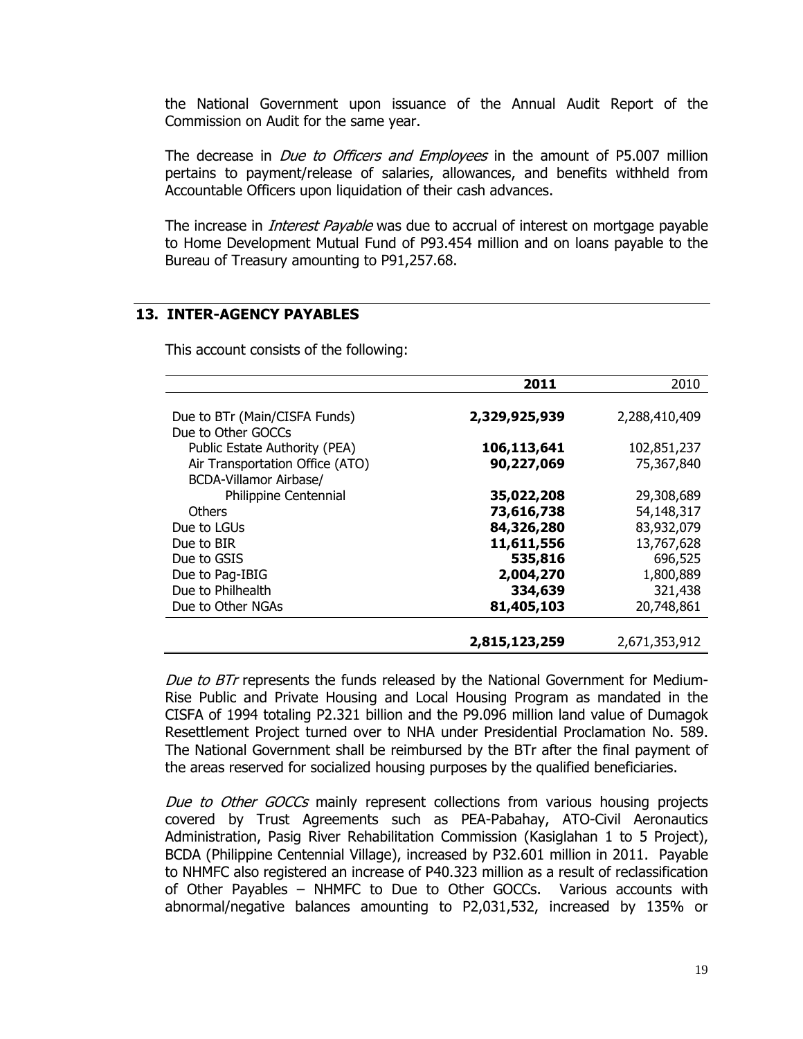the National Government upon issuance of the Annual Audit Report of the Commission on Audit for the same year.

The decrease in *Due to Officers and Employees* in the amount of P5.007 million pertains to payment/release of salaries, allowances, and benefits withheld from Accountable Officers upon liquidation of their cash advances.

The increase in *Interest Payable* was due to accrual of interest on mortgage payable to Home Development Mutual Fund of P93.454 million and on loans payable to the Bureau of Treasury amounting to P91,257.68.

## 13. INTER-AGENCY PAYABLES

This account consists of the following:

| | 2011 | 2010 |
|---|---|---|
| Due to BTr (Main/CISFA Funds) | **2,329,925,939** | 2,288,410,409 |
| Due to Other GOCCs | | |
| Public Estate Authority (PEA) | **106,113,641** | 102,851,237 |
| Air Transportation Office (ATO) | **90,227,069** | 75,367,840 |
| BCDA-Villamor Airbase/ Philippine Centennial | **35,022,208** | 29,308,689 |
| Others | **73,616,738** | 54,148,317 |
| Due to LGUs | **84,326,280** | 83,932,079 |
| Due to BIR | **11,611,556** | 13,767,628 |
| Due to GSIS | **535,816** | 696,525 |
| Due to Pag-IBIG | **2,004,270** | 1,800,889 |
| Due to Philhealth | **334,639** | 321,438 |
| Due to Other NGAs | **81,405,103** | 20,748,861 |
| | **2,815,123,259** | 2,671,353,912 |

*Due to BTr* represents the funds released by the National Government for Medium-Rise Public and Private Housing and Local Housing Program as mandated in the CISFA of 1994 totaling P2.321 billion and the P9.096 million land value of Dumagok Resettlement Project turned over to NHA under Presidential Proclamation No. 589. The National Government shall be reimbursed by the BTr after the final payment of the areas reserved for socialized housing purposes by the qualified beneficiaries.

*Due to Other GOCCs* mainly represent collections from various housing projects covered by Trust Agreements such as PEA-Pabahay, ATO-Civil Aeronautics Administration, Pasig River Rehabilitation Commission (Kasiglahan 1 to 5 Project), BCDA (Philippine Centennial Village), increased by P32.601 million in 2011. Payable to NHMFC also registered an increase of P40.323 million as a result of reclassification of Other Payables – NHMFC to Due to Other GOCCs. Various accounts with abnormal/negative balances amounting to P2,031,532, increased by 135% or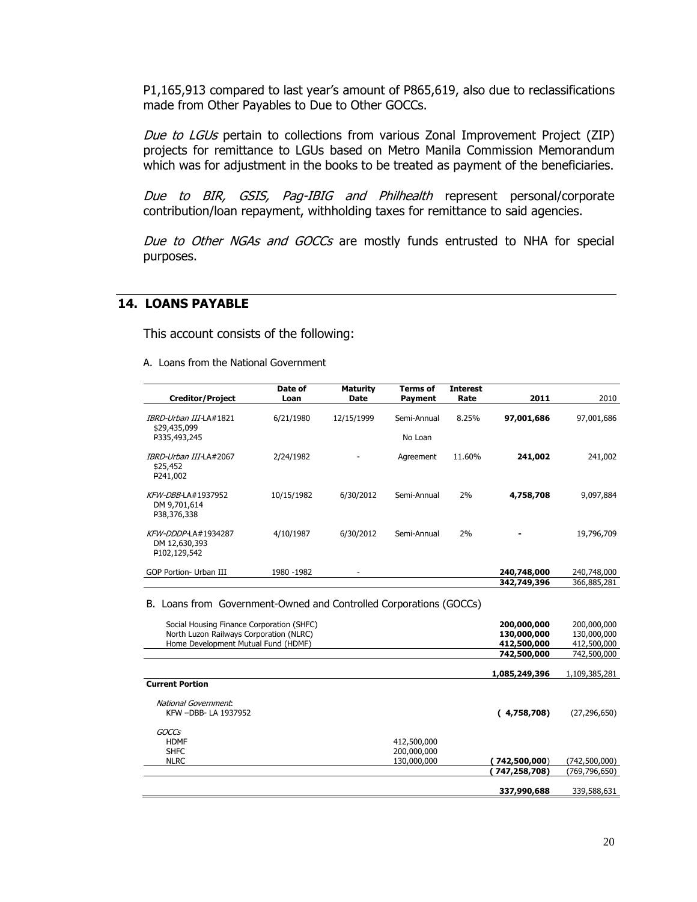P1,165,913 compared to last year's amount of P865,619, also due to reclassifications made from Other Payables to Due to Other GOCCs.

*Due to LGUs* pertain to collections from various Zonal Improvement Project (ZIP) projects for remittance to LGUs based on Metro Manila Commission Memorandum which was for adjustment in the books to be treated as payment of the beneficiaries.

*Due to BIR, GSIS, Pag-IBIG and Philhealth* represent personal/corporate contribution/loan repayment, withholding taxes for remittance to said agencies.

*Due to Other NGAs and GOCCs* are mostly funds entrusted to NHA for special purposes.

## 14. LOANS PAYABLE

This account consists of the following:

A. Loans from the National Government

| Creditor/Project | Date of Loan | Maturity Date | Terms of Payment | Interest Rate | 2011 | 2010 |
|---|---|---|---|---|---|---|
| *IBRD-Urban III*-LA#1821<br>$29,435,099<br>₱335,493,245 | 6/21/1980 | 12/15/1999 | Semi-Annual | 8.25% | **97,001,686** | 97,001,686 |
| | | | No Loan | | | |
| *IBRD-Urban III*-LA#2067<br>$25,452<br>₱241,002 | 2/24/1982 | - | Agreement | 11.60% | **241,002** | 241,002 |
| *KFW-DBB*-LA#1937952<br>DM 9,701,614<br>₱38,376,338 | 10/15/1982 | 6/30/2012 | Semi-Annual | 2% | **4,758,708** | 9,097,884 |
| *KFW-DDDP*-LA#1934287<br>DM 12,630,393<br>₱102,129,542 | 4/10/1987 | 6/30/2012 | Semi-Annual | 2% | **-** | 19,796,709 |
| GOP Portion- Urban III | 1980 -1982 | - | | | **240,748,000** | 240,748,000 |
| | | | | | **342,749,396** | 366,885,281 |

B. Loans from Government-Owned and Controlled Corporations (GOCCs)

| | | 2011 | 2010 |
|---|---|---|---|
| Social Housing Finance Corporation (SHFC) | | **200,000,000** | 200,000,000 |
| North Luzon Railways Corporation (NLRC) | | **130,000,000** | 130,000,000 |
| Home Development Mutual Fund (HDMF) | | **412,500,000** | 412,500,000 |
| | | **742,500,000** | 742,500,000 |
| | | **1,085,249,396** | 1,109,385,281 |
| **Current Portion** | | | |
| *National Government*:<br>KFW –DBB- LA 1937952 | | **( 4,758,708)** | (27,296,650) |
| *GOCCs* | | | |
| HDMF | 412,500,000 | | |
| SHFC | 200,000,000 | | |
| NLRC | 130,000,000 | **( 742,500,000)** | (742,500,000) |
| | | **( 747,258,708)** | (769,796,650) |
| | | **337,990,688** | 339,588,631 |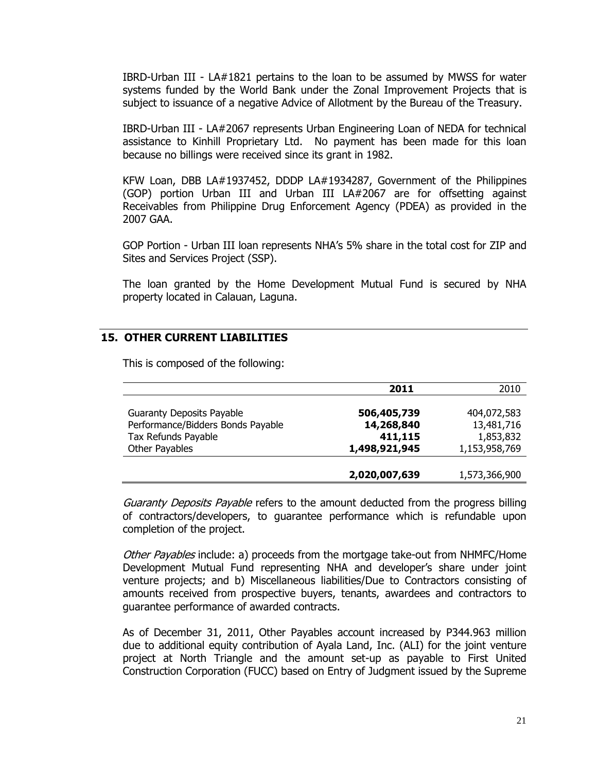IBRD-Urban III - LA#1821 pertains to the loan to be assumed by MWSS for water systems funded by the World Bank under the Zonal Improvement Projects that is subject to issuance of a negative Advice of Allotment by the Bureau of the Treasury.

IBRD-Urban III - LA#2067 represents Urban Engineering Loan of NEDA for technical assistance to Kinhill Proprietary Ltd. No payment has been made for this loan because no billings were received since its grant in 1982.

KFW Loan, DBB LA#1937452, DDDP LA#1934287, Government of the Philippines (GOP) portion Urban III and Urban III LA#2067 are for offsetting against Receivables from Philippine Drug Enforcement Agency (PDEA) as provided in the 2007 GAA.

GOP Portion - Urban III loan represents NHA's 5% share in the total cost for ZIP and Sites and Services Project (SSP).

The loan granted by the Home Development Mutual Fund is secured by NHA property located in Calauan, Laguna.

## 15. OTHER CURRENT LIABILITIES

This is composed of the following:

| | **2011** | 2010 |
|---|---|---|
| Guaranty Deposits Payable | **506,405,739** | 404,072,583 |
| Performance/Bidders Bonds Payable | **14,268,840** | 13,481,716 |
| Tax Refunds Payable | **411,115** | 1,853,832 |
| Other Payables | **1,498,921,945** | 1,153,958,769 |
| | **2,020,007,639** | 1,573,366,900 |

*Guaranty Deposits Payable* refers to the amount deducted from the progress billing of contractors/developers, to guarantee performance which is refundable upon completion of the project.

*Other Payables* include: a) proceeds from the mortgage take-out from NHMFC/Home Development Mutual Fund representing NHA and developer's share under joint venture projects; and b) Miscellaneous liabilities/Due to Contractors consisting of amounts received from prospective buyers, tenants, awardees and contractors to guarantee performance of awarded contracts.

As of December 31, 2011, Other Payables account increased by P344.963 million due to additional equity contribution of Ayala Land, Inc. (ALI) for the joint venture project at North Triangle and the amount set-up as payable to First United Construction Corporation (FUCC) based on Entry of Judgment issued by the Supreme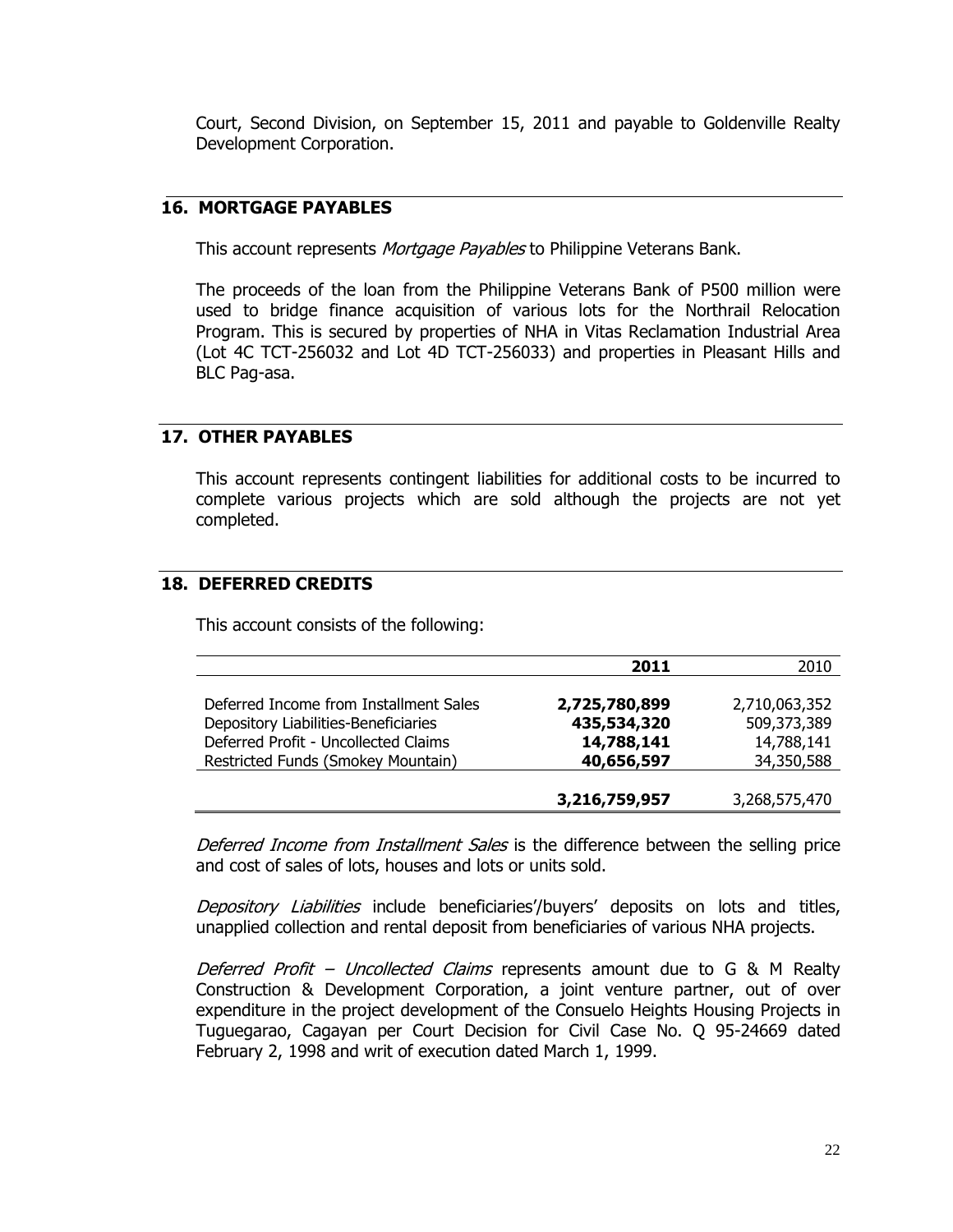Court, Second Division, on September 15, 2011 and payable to Goldenville Realty Development Corporation.

## 16. MORTGAGE PAYABLES

This account represents *Mortgage Payables* to Philippine Veterans Bank.

The proceeds of the loan from the Philippine Veterans Bank of P500 million were used to bridge finance acquisition of various lots for the Northrail Relocation Program. This is secured by properties of NHA in Vitas Reclamation Industrial Area (Lot 4C TCT-256032 and Lot 4D TCT-256033) and properties in Pleasant Hills and BLC Pag-asa.

## 17. OTHER PAYABLES

This account represents contingent liabilities for additional costs to be incurred to complete various projects which are sold although the projects are not yet completed.

## 18. DEFERRED CREDITS

This account consists of the following:

| | **2011** | 2010 |
|---|---|---|
| Deferred Income from Installment Sales | **2,725,780,899** | 2,710,063,352 |
| Depository Liabilities-Beneficiaries | **435,534,320** | 509,373,389 |
| Deferred Profit - Uncollected Claims | **14,788,141** | 14,788,141 |
| Restricted Funds (Smokey Mountain) | **40,656,597** | 34,350,588 |
| | **3,216,759,957** | 3,268,575,470 |

*Deferred Income from Installment Sales* is the difference between the selling price and cost of sales of lots, houses and lots or units sold.

*Depository Liabilities* include beneficiaries'/buyers' deposits on lots and titles, unapplied collection and rental deposit from beneficiaries of various NHA projects.

*Deferred Profit – Uncollected Claims* represents amount due to G & M Realty Construction & Development Corporation, a joint venture partner, out of over expenditure in the project development of the Consuelo Heights Housing Projects in Tuguegarao, Cagayan per Court Decision for Civil Case No. Q 95-24669 dated February 2, 1998 and writ of execution dated March 1, 1999.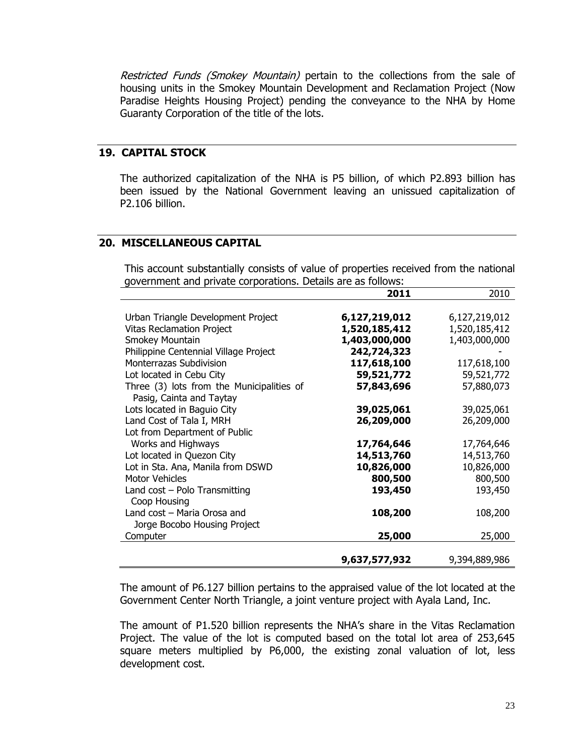*Restricted Funds (Smokey Mountain)* pertain to the collections from the sale of housing units in the Smokey Mountain Development and Reclamation Project (Now Paradise Heights Housing Project) pending the conveyance to the NHA by Home Guaranty Corporation of the title of the lots.

## 19. CAPITAL STOCK

The authorized capitalization of the NHA is P5 billion, of which P2.893 billion has been issued by the National Government leaving an unissued capitalization of P2.106 billion.

## 20. MISCELLANEOUS CAPITAL

This account substantially consists of value of properties received from the national government and private corporations. Details are as follows:

| | **2011** | 2010 |
|---|---|---|
| Urban Triangle Development Project | **6,127,219,012** | 6,127,219,012 |
| Vitas Reclamation Project | **1,520,185,412** | 1,520,185,412 |
| Smokey Mountain | **1,403,000,000** | 1,403,000,000 |
| Philippine Centennial Village Project | **242,724,323** | - |
| Monterrazas Subdivision | **117,618,100** | 117,618,100 |
| Lot located in Cebu City | **59,521,772** | 59,521,772 |
| Three (3) lots from the Municipalities of Pasig, Cainta and Taytay | **57,843,696** | 57,880,073 |
| Lots located in Baguio City | **39,025,061** | 39,025,061 |
| Land Cost of Tala I, MRH | **26,209,000** | 26,209,000 |
| Lot from Department of Public Works and Highways | **17,764,646** | 17,764,646 |
| Lot located in Quezon City | **14,513,760** | 14,513,760 |
| Lot in Sta. Ana, Manila from DSWD | **10,826,000** | 10,826,000 |
| Motor Vehicles | **800,500** | 800,500 |
| Land cost – Polo Transmitting Coop Housing | **193,450** | 193,450 |
| Land cost – Maria Orosa and Jorge Bocobo Housing Project | **108,200** | 108,200 |
| Computer | **25,000** | 25,000 |
| | **9,637,577,932** | 9,394,889,986 |

The amount of P6.127 billion pertains to the appraised value of the lot located at the Government Center North Triangle, a joint venture project with Ayala Land, Inc.

The amount of P1.520 billion represents the NHA's share in the Vitas Reclamation Project. The value of the lot is computed based on the total lot area of 253,645 square meters multiplied by P6,000, the existing zonal valuation of lot, less development cost.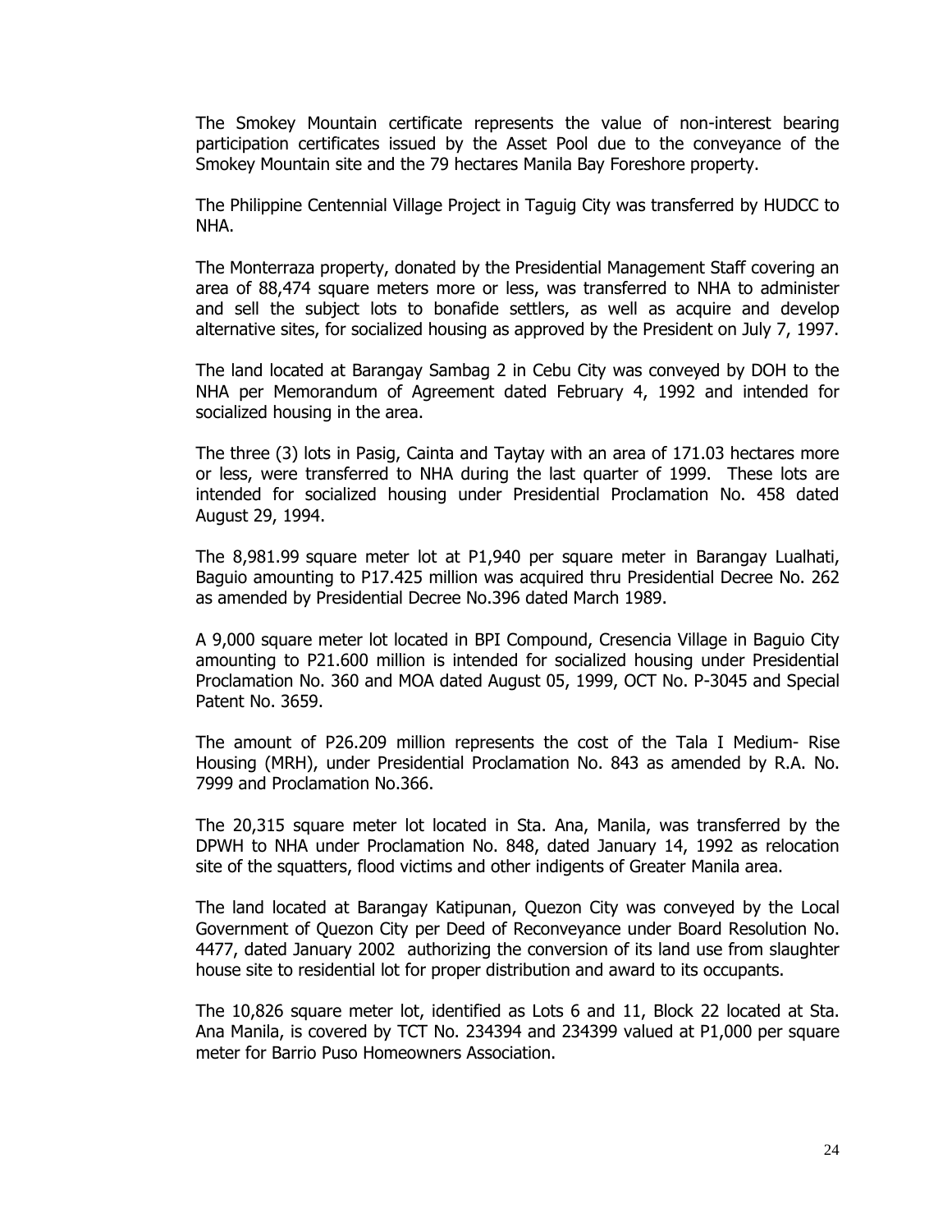The Smokey Mountain certificate represents the value of non-interest bearing participation certificates issued by the Asset Pool due to the conveyance of the Smokey Mountain site and the 79 hectares Manila Bay Foreshore property.

The Philippine Centennial Village Project in Taguig City was transferred by HUDCC to NHA.

The Monterraza property, donated by the Presidential Management Staff covering an area of 88,474 square meters more or less, was transferred to NHA to administer and sell the subject lots to bonafide settlers, as well as acquire and develop alternative sites, for socialized housing as approved by the President on July 7, 1997.

The land located at Barangay Sambag 2 in Cebu City was conveyed by DOH to the NHA per Memorandum of Agreement dated February 4, 1992 and intended for socialized housing in the area.

The three (3) lots in Pasig, Cainta and Taytay with an area of 171.03 hectares more or less, were transferred to NHA during the last quarter of 1999. These lots are intended for socialized housing under Presidential Proclamation No. 458 dated August 29, 1994.

The 8,981.99 square meter lot at P1,940 per square meter in Barangay Lualhati, Baguio amounting to P17.425 million was acquired thru Presidential Decree No. 262 as amended by Presidential Decree No.396 dated March 1989.

A 9,000 square meter lot located in BPI Compound, Cresencia Village in Baguio City amounting to P21.600 million is intended for socialized housing under Presidential Proclamation No. 360 and MOA dated August 05, 1999, OCT No. P-3045 and Special Patent No. 3659.

The amount of P26.209 million represents the cost of the Tala I Medium- Rise Housing (MRH), under Presidential Proclamation No. 843 as amended by R.A. No. 7999 and Proclamation No.366.

The 20,315 square meter lot located in Sta. Ana, Manila, was transferred by the DPWH to NHA under Proclamation No. 848, dated January 14, 1992 as relocation site of the squatters, flood victims and other indigents of Greater Manila area.

The land located at Barangay Katipunan, Quezon City was conveyed by the Local Government of Quezon City per Deed of Reconveyance under Board Resolution No. 4477, dated January 2002 authorizing the conversion of its land use from slaughter house site to residential lot for proper distribution and award to its occupants.

The 10,826 square meter lot, identified as Lots 6 and 11, Block 22 located at Sta. Ana Manila, is covered by TCT No. 234394 and 234399 valued at P1,000 per square meter for Barrio Puso Homeowners Association.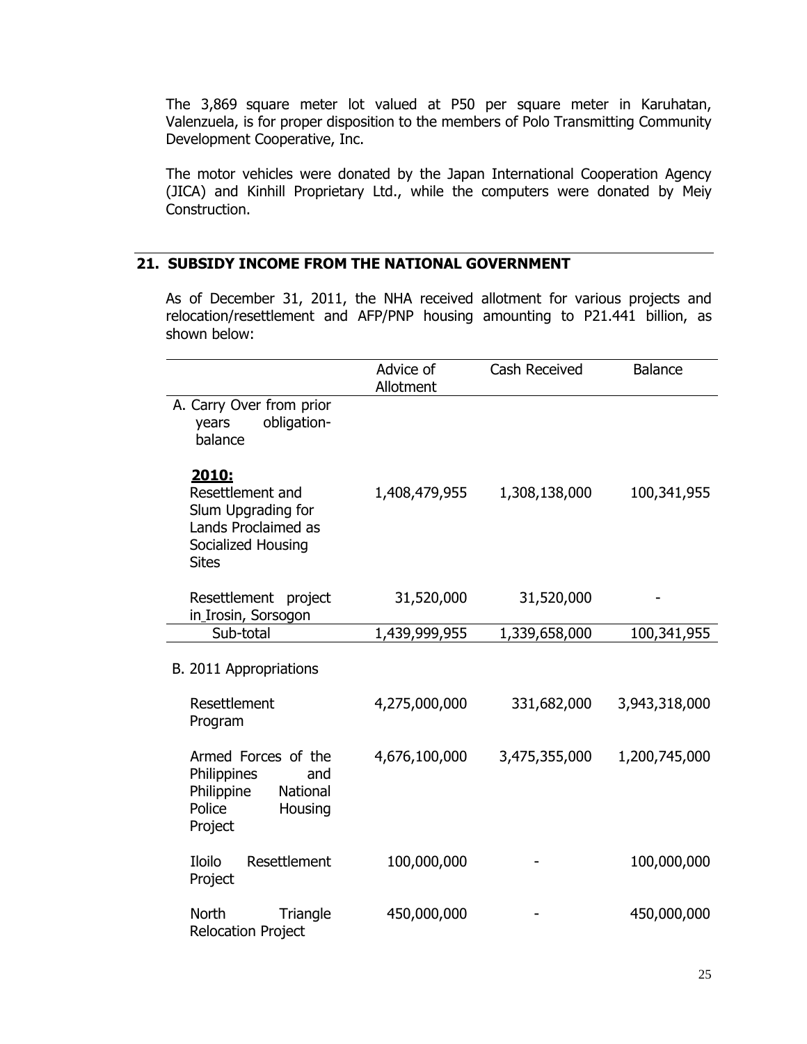The 3,869 square meter lot valued at P50 per square meter in Karuhatan, Valenzuela, is for proper disposition to the members of Polo Transmitting Community Development Cooperative, Inc.

The motor vehicles were donated by the Japan International Cooperation Agency (JICA) and Kinhill Proprietary Ltd., while the computers were donated by Meiy Construction.

## 21. SUBSIDY INCOME FROM THE NATIONAL GOVERNMENT

As of December 31, 2011, the NHA received allotment for various projects and relocation/resettlement and AFP/PNP housing amounting to P21.441 billion, as shown below:

| | Advice of Allotment | Cash Received | Balance |
|---|---|---|---|
| A. Carry Over from prior years obligation-balance | | | |
| **2010:** | | | |
| Resettlement and Slum Upgrading for Lands Proclaimed as Socialized Housing Sites | 1,408,479,955 | 1,308,138,000 | 100,341,955 |
| Resettlement project in Irosin, Sorsogon | 31,520,000 | 31,520,000 | - |
| Sub-total | 1,439,999,955 | 1,339,658,000 | 100,341,955 |
| B. 2011 Appropriations | | | |
| Resettlement Program | 4,275,000,000 | 331,682,000 | 3,943,318,000 |
| Armed Forces of the Philippines and Philippine National Police Housing Project | 4,676,100,000 | 3,475,355,000 | 1,200,745,000 |
| Iloilo Resettlement Project | 100,000,000 | - | 100,000,000 |
| North Triangle Relocation Project | 450,000,000 | - | 450,000,000 |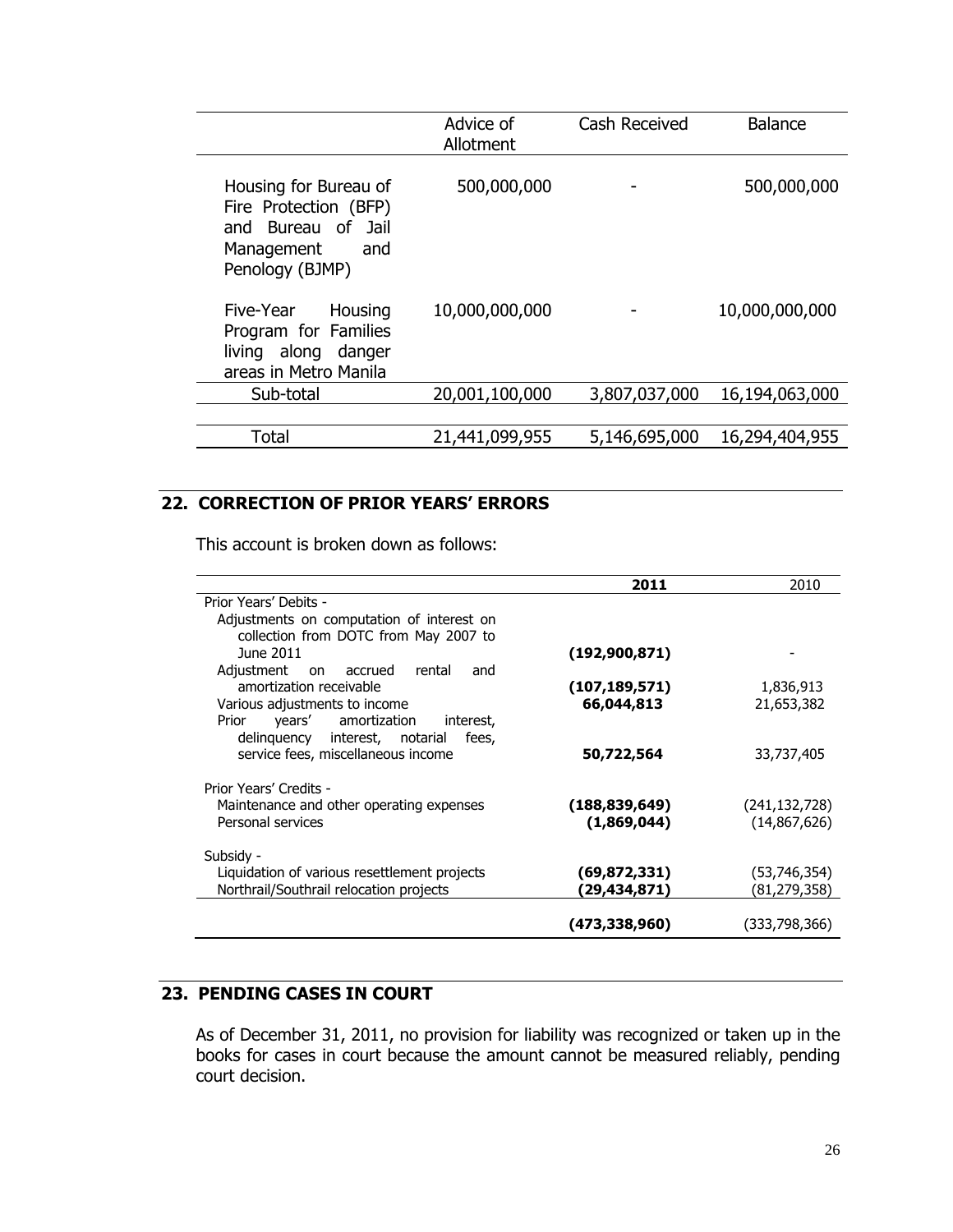| | Advice of Allotment | Cash Received | Balance |
|---|---|---|---|
| Housing for Bureau of Fire Protection (BFP) and Bureau of Jail Management and Penology (BJMP) | 500,000,000 | - | 500,000,000 |
| Five-Year Housing Program for Families living along danger areas in Metro Manila | 10,000,000,000 | - | 10,000,000,000 |
| Sub-total | 20,001,100,000 | 3,807,037,000 | 16,194,063,000 |
| Total | 21,441,099,955 | 5,146,695,000 | 16,294,404,955 |

## 22. CORRECTION OF PRIOR YEARS' ERRORS

This account is broken down as follows:

| | **2011** | 2010 |
|---|---|---|
| Prior Years' Debits - | | |
| Adjustments on computation of interest on collection from DOTC from May 2007 to June 2011 | **(192,900,871)** | - |
| Adjustment on accrued rental and amortization receivable | **(107,189,571)** | 1,836,913 |
| Various adjustments to income | **66,044,813** | 21,653,382 |
| Prior years' amortization interest, delinquency interest, notarial fees, service fees, miscellaneous income | **50,722,564** | 33,737,405 |
| Prior Years' Credits - | | |
| Maintenance and other operating expenses | **(188,839,649)** | (241,132,728) |
| Personal services | **(1,869,044)** | (14,867,626) |
| Subsidy - | | |
| Liquidation of various resettlement projects | **(69,872,331)** | (53,746,354) |
| Northrail/Southrail relocation projects | **(29,434,871)** | (81,279,358) |
| | **(473,338,960)** | (333,798,366) |

## 23. PENDING CASES IN COURT

As of December 31, 2011, no provision for liability was recognized or taken up in the books for cases in court because the amount cannot be measured reliably, pending court decision.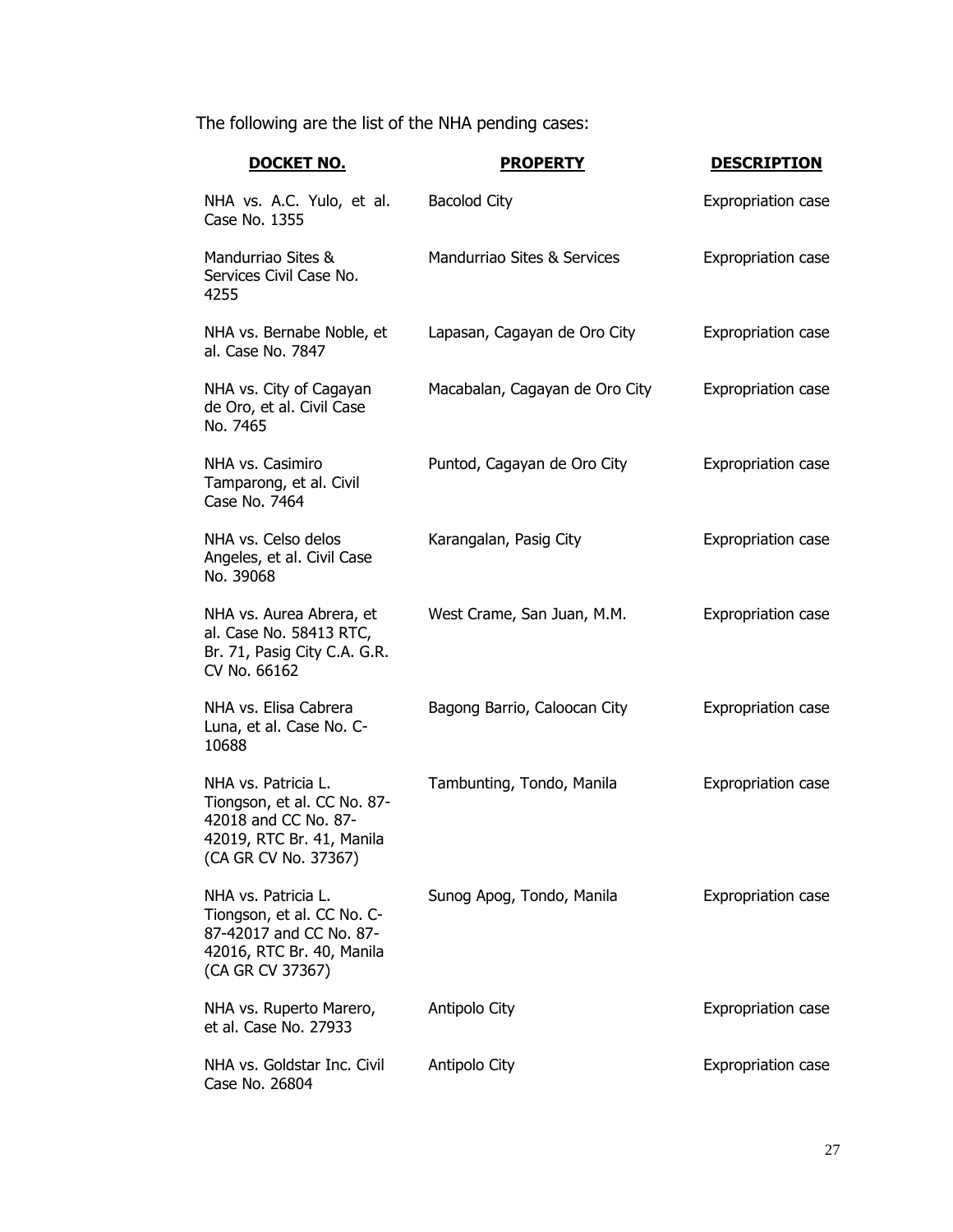The following are the list of the NHA pending cases:

| **DOCKET NO.** | **PROPERTY** | **DESCRIPTION** |
| --- | --- | --- |
| NHA vs. A.C. Yulo, et al. Case No. 1355 | Bacolod City | Expropriation case |
| Mandurriao Sites & Services Civil Case No. 4255 | Mandurriao Sites & Services | Expropriation case |
| NHA vs. Bernabe Noble, et al. Case No. 7847 | Lapasan, Cagayan de Oro City | Expropriation case |
| NHA vs. City of Cagayan de Oro, et al. Civil Case No. 7465 | Macabalan, Cagayan de Oro City | Expropriation case |
| NHA vs. Casimiro Tamparong, et al. Civil Case No. 7464 | Puntod, Cagayan de Oro City | Expropriation case |
| NHA vs. Celso delos Angeles, et al. Civil Case No. 39068 | Karangalan, Pasig City | Expropriation case |
| NHA vs. Aurea Abrera, et al. Case No. 58413 RTC, Br. 71, Pasig City C.A. G.R. CV No. 66162 | West Crame, San Juan, M.M. | Expropriation case |
| NHA vs. Elisa Cabrera Luna, et al. Case No. C-10688 | Bagong Barrio, Caloocan City | Expropriation case |
| NHA vs. Patricia L. Tiongson, et al. CC No. 87-42018 and CC No. 87-42019, RTC Br. 41, Manila (CA GR CV No. 37367) | Tambunting, Tondo, Manila | Expropriation case |
| NHA vs. Patricia L. Tiongson, et al. CC No. C-87-42017 and CC No. 87-42016, RTC Br. 40, Manila (CA GR CV 37367) | Sunog Apog, Tondo, Manila | Expropriation case |
| NHA vs. Ruperto Marero, et al. Case No. 27933 | Antipolo City | Expropriation case |
| NHA vs. Goldstar Inc. Civil Case No. 26804 | Antipolo City | Expropriation case |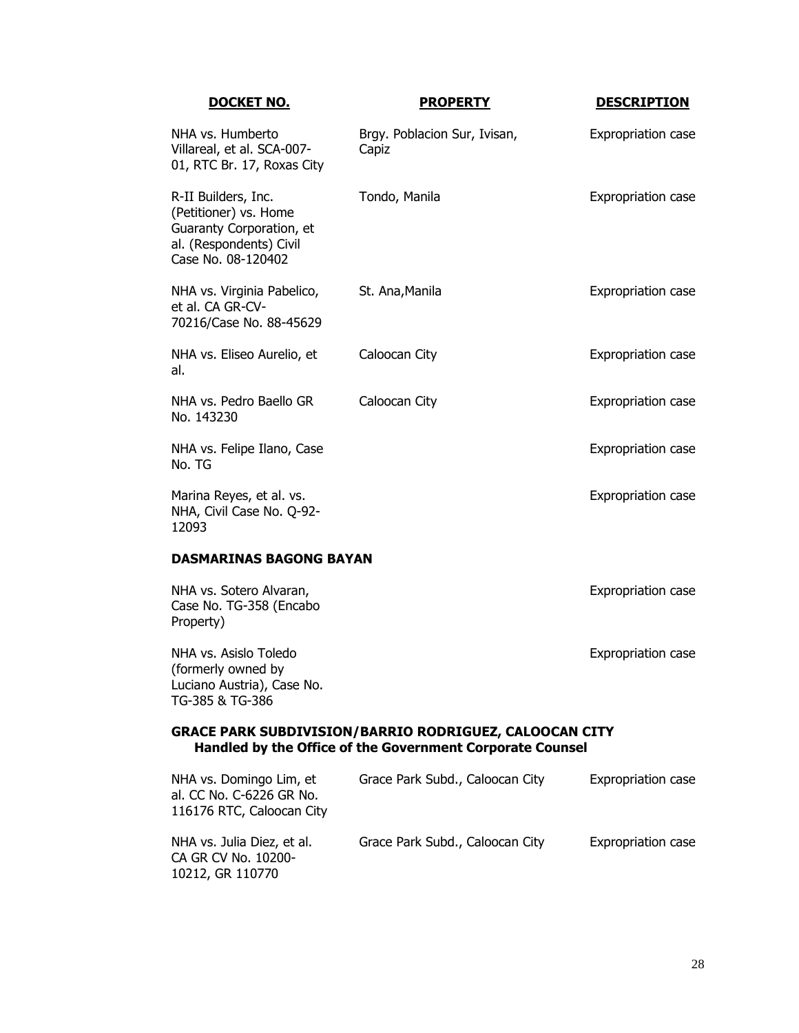| DOCKET NO. | PROPERTY | DESCRIPTION |
|---|---|---|
| NHA vs. Humberto Villareal, et al. SCA-007-01, RTC Br. 17, Roxas City | Brgy. Poblacion Sur, Ivisan, Capiz | Expropriation case |
| R-II Builders, Inc. (Petitioner) vs. Home Guaranty Corporation, et al. (Respondents) Civil Case No. 08-120402 | Tondo, Manila | Expropriation case |
| NHA vs. Virginia Pabelico, et al. CA GR-CV-70216/Case No. 88-45629 | St. Ana,Manila | Expropriation case |
| NHA vs. Eliseo Aurelio, et al. | Caloocan City | Expropriation case |
| NHA vs. Pedro Baello GR No. 143230 | Caloocan City | Expropriation case |
| NHA vs. Felipe Ilano, Case No. TG | | Expropriation case |
| Marina Reyes, et al. vs. NHA, Civil Case No. Q-92-12093 | | Expropriation case |
| **DASMARINAS BAGONG BAYAN** | | |
| NHA vs. Sotero Alvaran, Case No. TG-358 (Encabo Property) | | Expropriation case |
| NHA vs. Asislo Toledo (formerly owned by Luciano Austria), Case No. TG-385 & TG-386 | | Expropriation case |
| **GRACE PARK SUBDIVISION/BARRIO RODRIGUEZ, CALOOCAN CITY Handled by the Office of the Government Corporate Counsel** | | |
| NHA vs. Domingo Lim, et al. CC No. C-6226 GR No. 116176 RTC, Caloocan City | Grace Park Subd., Caloocan City | Expropriation case |
| NHA vs. Julia Diez, et al. CA GR CV No. 10200-10212, GR 110770 | Grace Park Subd., Caloocan City | Expropriation case |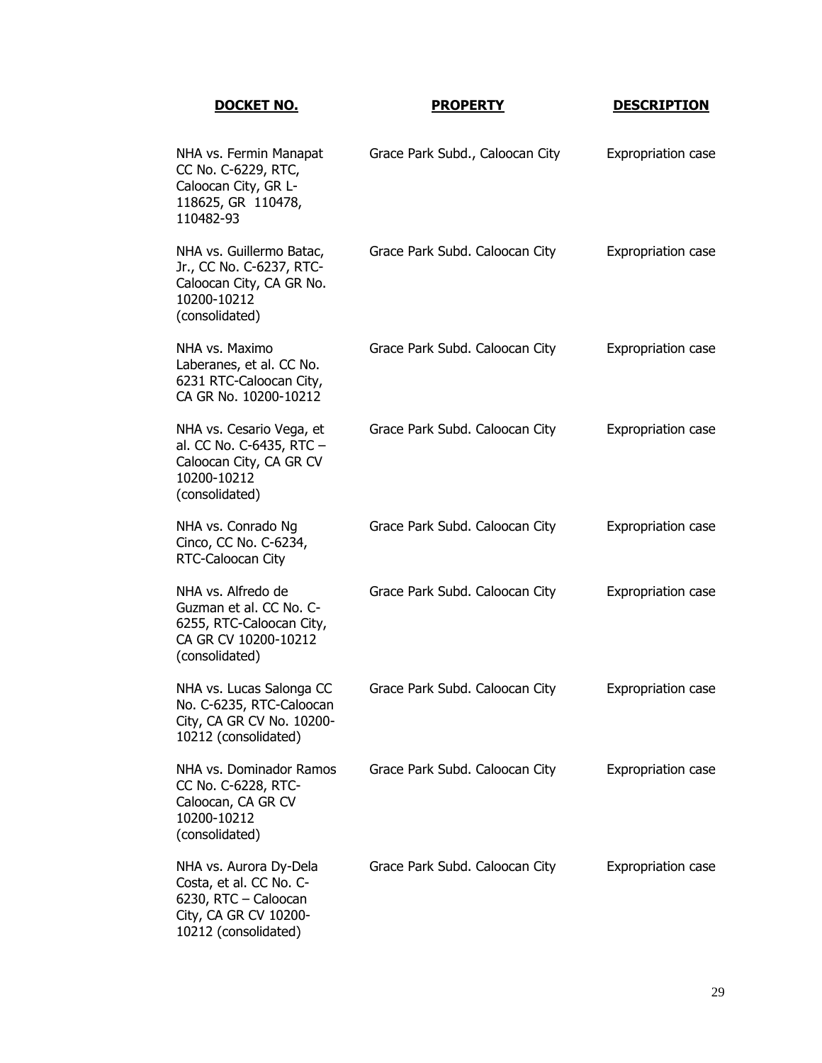| DOCKET NO. | PROPERTY | DESCRIPTION |
|---|---|---|
| NHA vs. Fermin Manapat CC No. C-6229, RTC, Caloocan City, GR L-118625, GR 110478, 110482-93 | Grace Park Subd., Caloocan City | Expropriation case |
| NHA vs. Guillermo Batac, Jr., CC No. C-6237, RTC-Caloocan City, CA GR No. 10200-10212 (consolidated) | Grace Park Subd. Caloocan City | Expropriation case |
| NHA vs. Maximo Laberanes, et al. CC No. 6231 RTC-Caloocan City, CA GR No. 10200-10212 | Grace Park Subd. Caloocan City | Expropriation case |
| NHA vs. Cesario Vega, et al. CC No. C-6435, RTC – Caloocan City, CA GR CV 10200-10212 (consolidated) | Grace Park Subd. Caloocan City | Expropriation case |
| NHA vs. Conrado Ng Cinco, CC No. C-6234, RTC-Caloocan City | Grace Park Subd. Caloocan City | Expropriation case |
| NHA vs. Alfredo de Guzman et al. CC No. C-6255, RTC-Caloocan City, CA GR CV 10200-10212 (consolidated) | Grace Park Subd. Caloocan City | Expropriation case |
| NHA vs. Lucas Salonga CC No. C-6235, RTC-Caloocan City, CA GR CV No. 10200-10212 (consolidated) | Grace Park Subd. Caloocan City | Expropriation case |
| NHA vs. Dominador Ramos CC No. C-6228, RTC-Caloocan, CA GR CV 10200-10212 (consolidated) | Grace Park Subd. Caloocan City | Expropriation case |
| NHA vs. Aurora Dy-Dela Costa, et al. CC No. C-6230, RTC – Caloocan City, CA GR CV 10200-10212 (consolidated) | Grace Park Subd. Caloocan City | Expropriation case |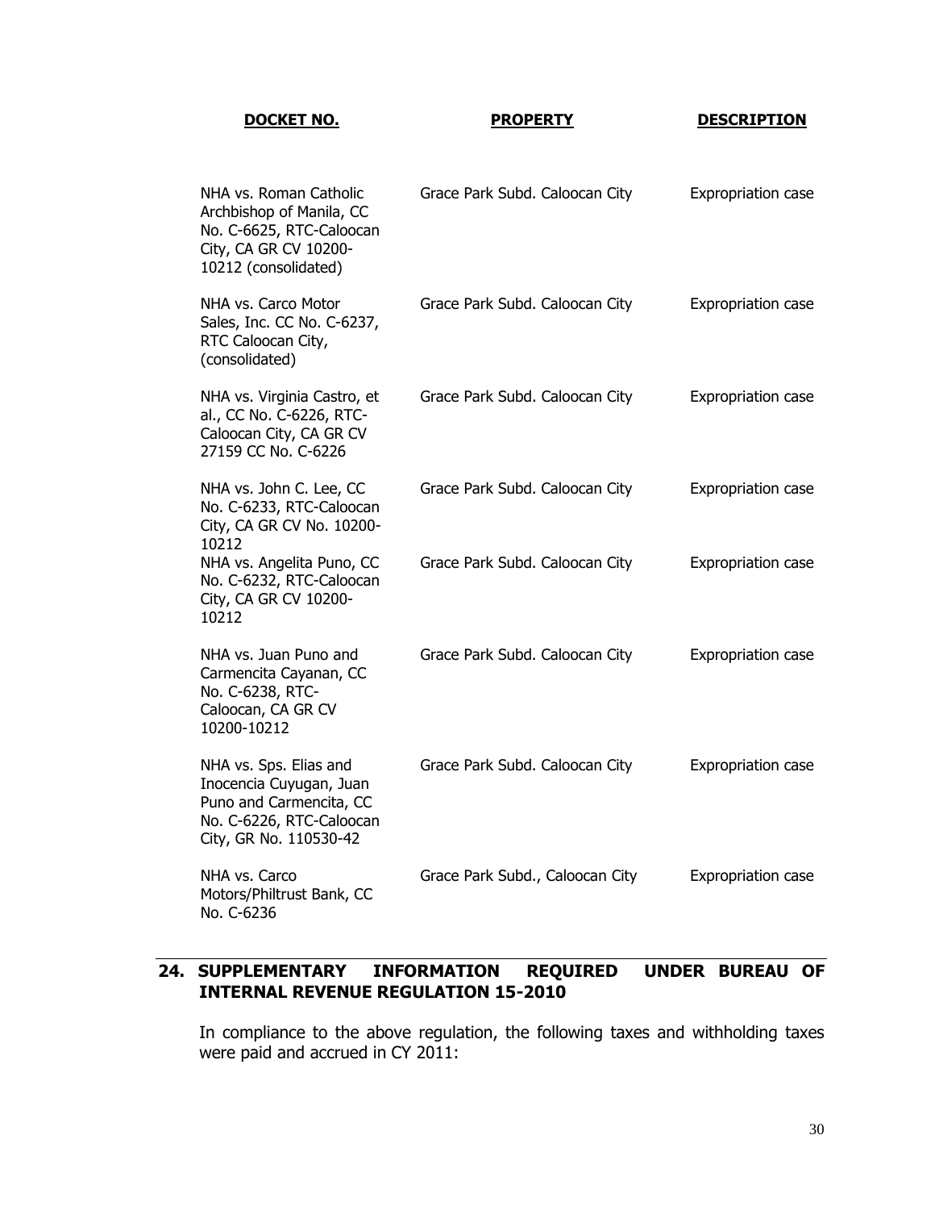| DOCKET NO. | PROPERTY | DESCRIPTION |
|---|---|---|
| NHA vs. Roman Catholic Archbishop of Manila, CC No. C-6625, RTC-Caloocan City, CA GR CV 10200-10212 (consolidated) | Grace Park Subd. Caloocan City | Expropriation case |
| NHA vs. Carco Motor Sales, Inc. CC No. C-6237, RTC Caloocan City, (consolidated) | Grace Park Subd. Caloocan City | Expropriation case |
| NHA vs. Virginia Castro, et al., CC No. C-6226, RTC-Caloocan City, CA GR CV 27159 CC No. C-6226 | Grace Park Subd. Caloocan City | Expropriation case |
| NHA vs. John C. Lee, CC No. C-6233, RTC-Caloocan City, CA GR CV No. 10200-10212 | Grace Park Subd. Caloocan City | Expropriation case |
| NHA vs. Angelita Puno, CC No. C-6232, RTC-Caloocan City, CA GR CV 10200-10212 | Grace Park Subd. Caloocan City | Expropriation case |
| NHA vs. Juan Puno and Carmencita Cayanan, CC No. C-6238, RTC-Caloocan, CA GR CV 10200-10212 | Grace Park Subd. Caloocan City | Expropriation case |
| NHA vs. Sps. Elias and Inocencia Cuyugan, Juan Puno and Carmencita, CC No. C-6226, RTC-Caloocan City, GR No. 110530-42 | Grace Park Subd. Caloocan City | Expropriation case |
| NHA vs. Carco Motors/Philtrust Bank, CC No. C-6236 | Grace Park Subd., Caloocan City | Expropriation case |

## 24. SUPPLEMENTARY INFORMATION REQUIRED UNDER BUREAU OF INTERNAL REVENUE REGULATION 15-2010

In compliance to the above regulation, the following taxes and withholding taxes were paid and accrued in CY 2011: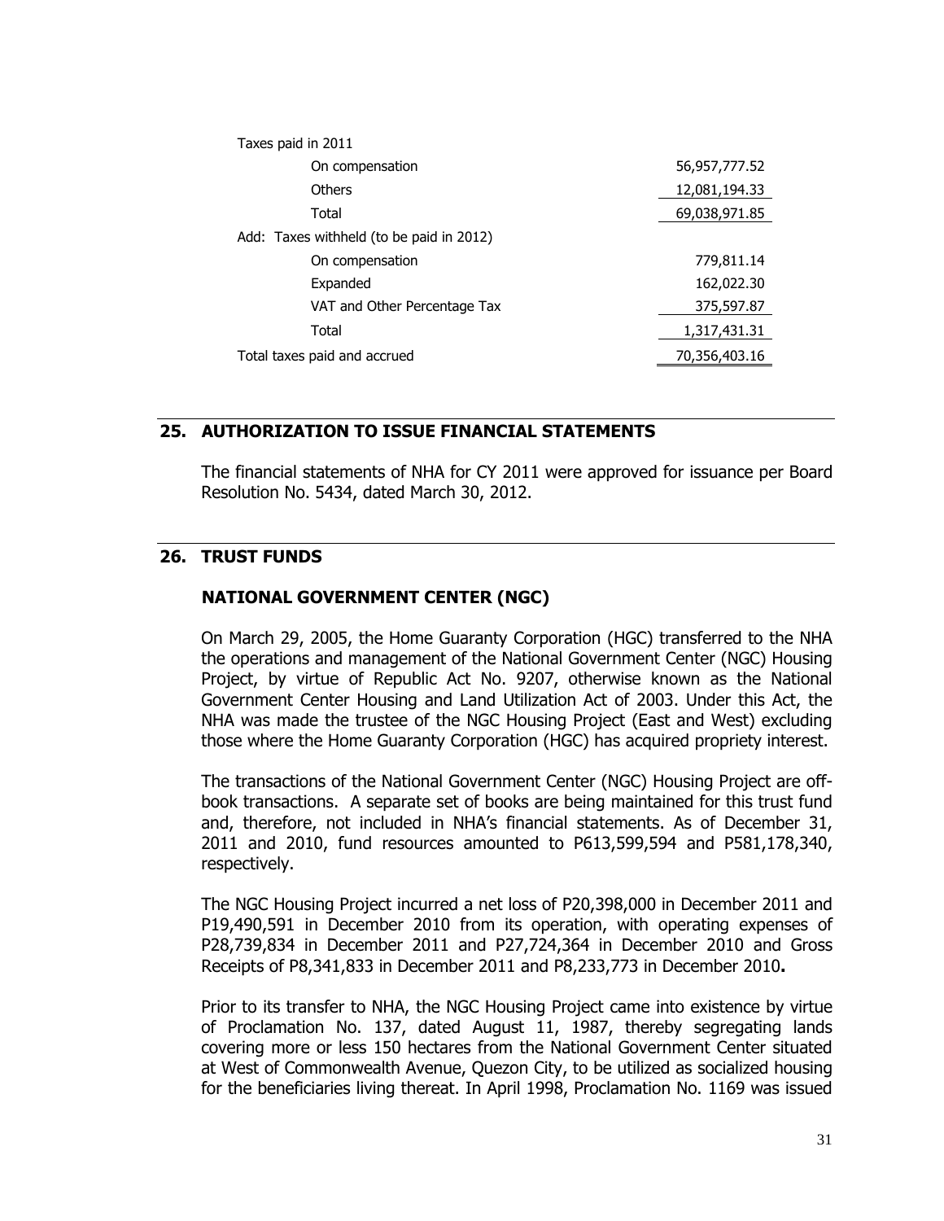| | |
|---|---:|
| Taxes paid in 2011 | |
| On compensation | 56,957,777.52 |
| Others | 12,081,194.33 |
| Total | 69,038,971.85 |
| Add: Taxes withheld (to be paid in 2012) | |
| On compensation | 779,811.14 |
| Expanded | 162,022.30 |
| VAT and Other Percentage Tax | 375,597.87 |
| Total | 1,317,431.31 |
| Total taxes paid and accrued | 70,356,403.16 |

## 25. AUTHORIZATION TO ISSUE FINANCIAL STATEMENTS

The financial statements of NHA for CY 2011 were approved for issuance per Board Resolution No. 5434, dated March 30, 2012.

## 26. TRUST FUNDS

### NATIONAL GOVERNMENT CENTER (NGC)

On March 29, 2005, the Home Guaranty Corporation (HGC) transferred to the NHA the operations and management of the National Government Center (NGC) Housing Project, by virtue of Republic Act No. 9207, otherwise known as the National Government Center Housing and Land Utilization Act of 2003. Under this Act, the NHA was made the trustee of the NGC Housing Project (East and West) excluding those where the Home Guaranty Corporation (HGC) has acquired propriety interest.

The transactions of the National Government Center (NGC) Housing Project are off-book transactions. A separate set of books are being maintained for this trust fund and, therefore, not included in NHA's financial statements. As of December 31, 2011 and 2010, fund resources amounted to P613,599,594 and P581,178,340, respectively.

The NGC Housing Project incurred a net loss of P20,398,000 in December 2011 and P19,490,591 in December 2010 from its operation, with operating expenses of P28,739,834 in December 2011 and P27,724,364 in December 2010 and Gross Receipts of P8,341,833 in December 2011 and P8,233,773 in December 2010**.**

Prior to its transfer to NHA, the NGC Housing Project came into existence by virtue of Proclamation No. 137, dated August 11, 1987, thereby segregating lands covering more or less 150 hectares from the National Government Center situated at West of Commonwealth Avenue, Quezon City, to be utilized as socialized housing for the beneficiaries living thereat. In April 1998, Proclamation No. 1169 was issued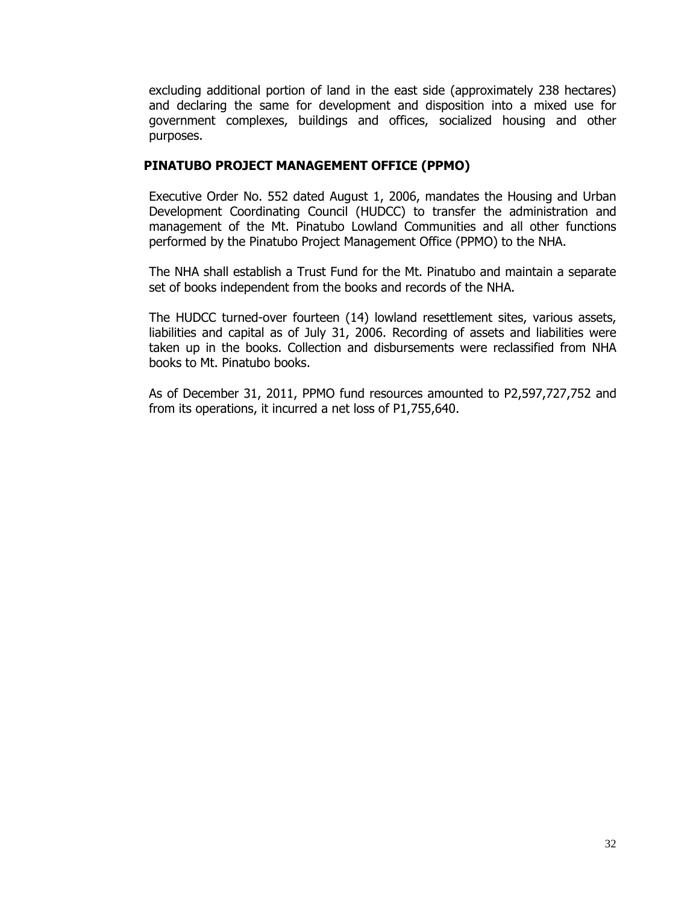excluding additional portion of land in the east side (approximately 238 hectares) and declaring the same for development and disposition into a mixed use for government complexes, buildings and offices, socialized housing and other purposes.

## PINATUBO PROJECT MANAGEMENT OFFICE (PPMO)

Executive Order No. 552 dated August 1, 2006, mandates the Housing and Urban Development Coordinating Council (HUDCC) to transfer the administration and management of the Mt. Pinatubo Lowland Communities and all other functions performed by the Pinatubo Project Management Office (PPMO) to the NHA.

The NHA shall establish a Trust Fund for the Mt. Pinatubo and maintain a separate set of books independent from the books and records of the NHA.

The HUDCC turned-over fourteen (14) lowland resettlement sites, various assets, liabilities and capital as of July 31, 2006. Recording of assets and liabilities were taken up in the books. Collection and disbursements were reclassified from NHA books to Mt. Pinatubo books.

As of December 31, 2011, PPMO fund resources amounted to P2,597,727,752 and from its operations, it incurred a net loss of P1,755,640.